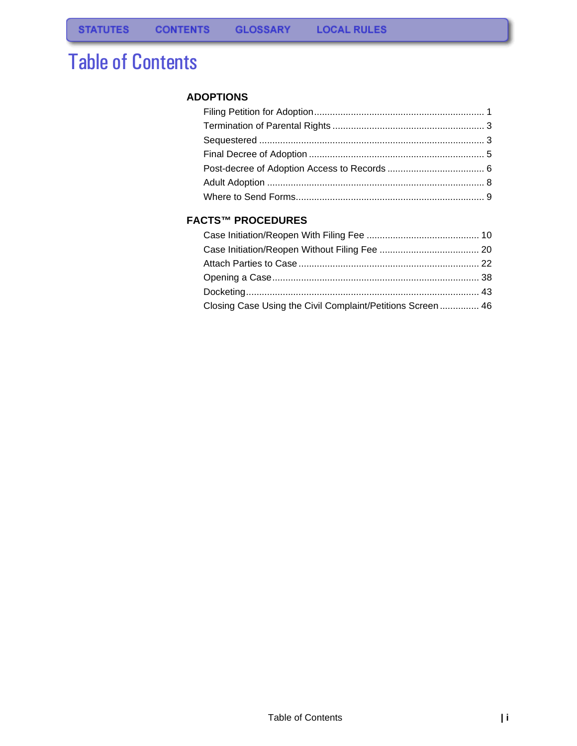STATUTES CONTENTS GLOSSARY LOCAL RULES

# Table of Contents

## ADOPTIONS

- Filing Petition for Adoption ........ 1
- Termination of Parental Rights ........ 3
- Sequestered ........ 3
- Final Decree of Adoption ........ 5
- Post-decree of Adoption Access to Records ........ 6
- Adult Adoption ........ 8
- Where to Send Forms ........ 9

## FACTS™ PROCEDURES

- Case Initiation/Reopen With Filing Fee ........ 10
- Case Initiation/Reopen Without Filing Fee ........ 20
- Attach Parties to Case ........ 22
- Opening a Case ........ 38
- Docketing ........ 43
- Closing Case Using the Civil Complaint/Petitions Screen ........ 46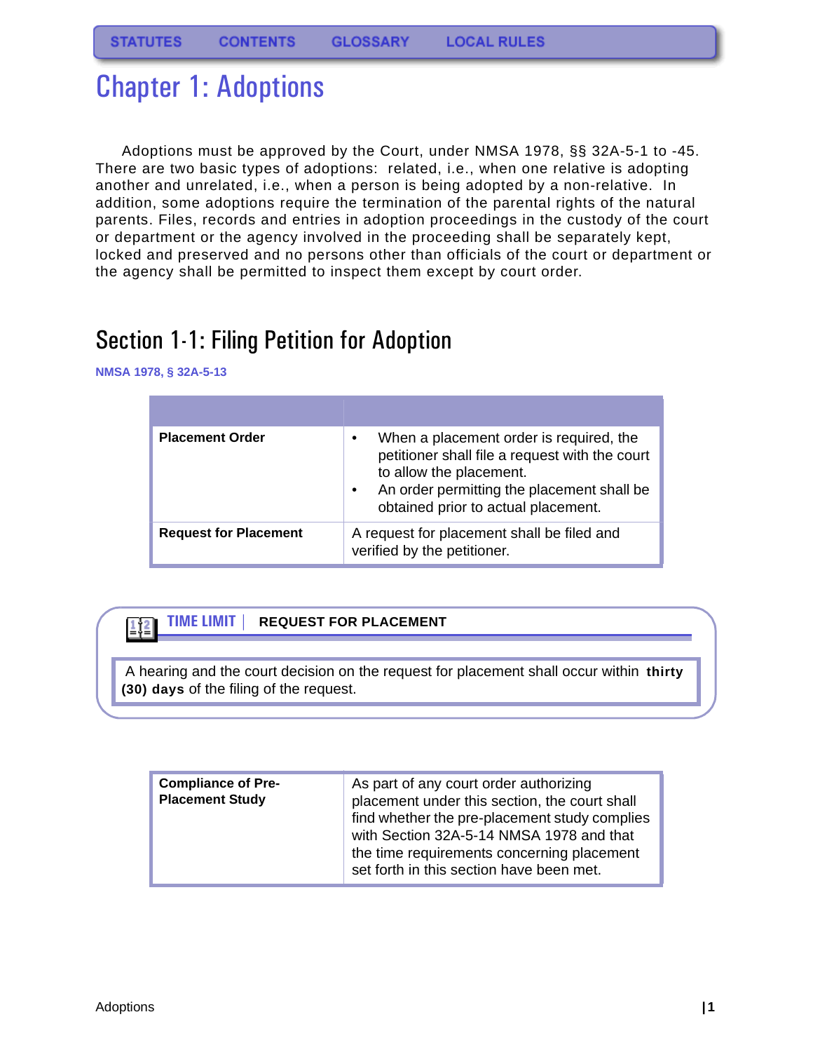# Chapter 1: Adoptions

Adoptions must be approved by the Court, under NMSA 1978, §§ 32A-5-1 to -45. There are two basic types of adoptions: related, i.e., when one relative is adopting another and unrelated, i.e., when a person is being adopted by a non-relative. In addition, some adoptions require the termination of the parental rights of the natural parents. Files, records and entries in adoption proceedings in the custody of the court or department or the agency involved in the proceeding shall be separately kept, locked and preserved and no persons other than officials of the court or department or the agency shall be permitted to inspect them except by court order.

## Section 1-1: Filing Petition for Adoption

NMSA 1978, § 32A-5-13

| | |
|---|---|
| **Placement Order** | • When a placement order is required, the petitioner shall file a request with the court to allow the placement.<br>• An order permitting the placement shall be obtained prior to actual placement. |
| **Request for Placement** | A request for placement shall be filed and verified by the petitioner. |

**TIME LIMIT | REQUEST FOR PLACEMENT**

A hearing and the court decision on the request for placement shall occur within **thirty (30) days** of the filing of the request.

| | |
|---|---|
| **Compliance of Pre-Placement Study** | As part of any court order authorizing placement under this section, the court shall find whether the pre-placement study complies with Section 32A-5-14 NMSA 1978 and that the time requirements concerning placement set forth in this section have been met. |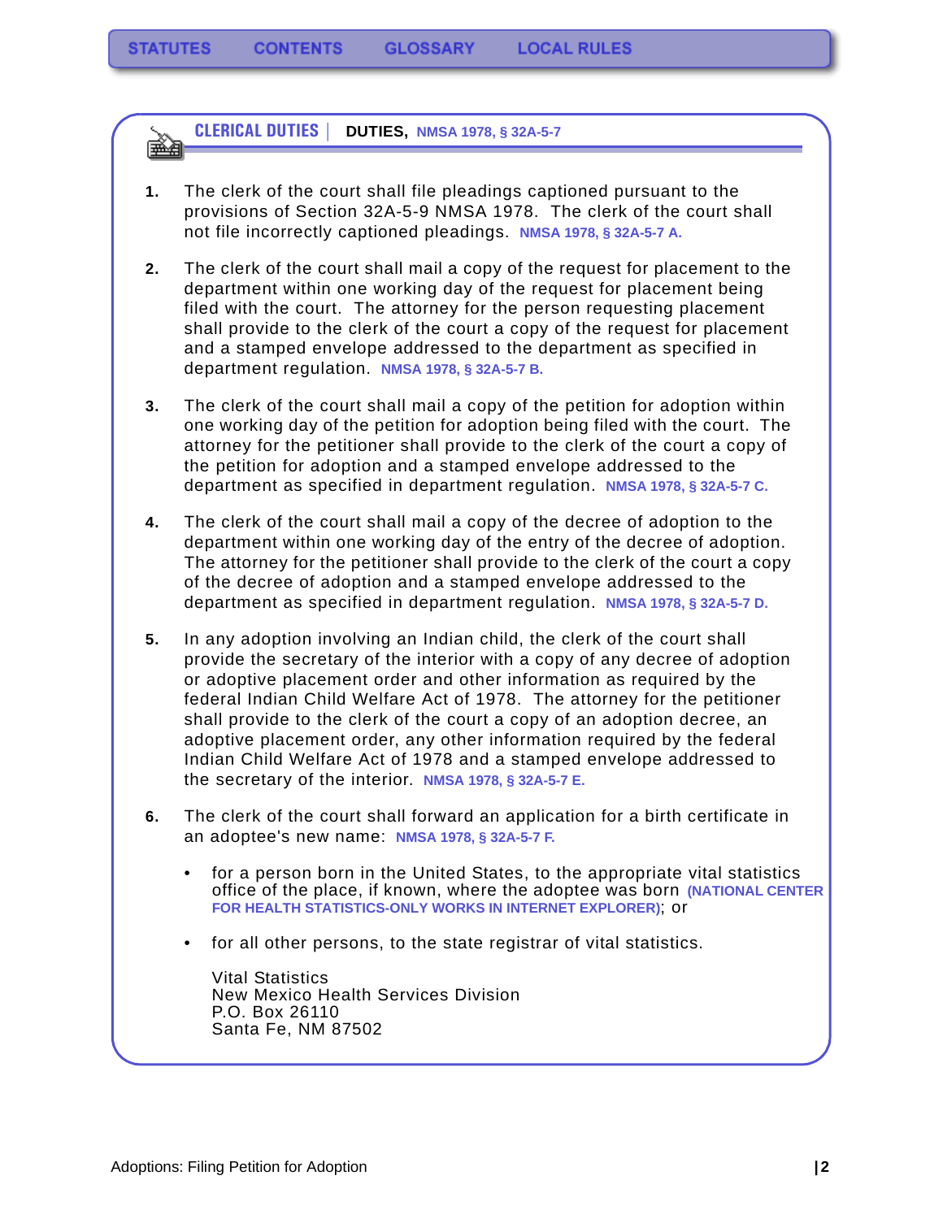STATUTES CONTENTS GLOSSARY LOCAL RULES

## CLERICAL DUTIES | DUTIES, NMSA 1978, § 32A-5-7

1. The clerk of the court shall file pleadings captioned pursuant to the provisions of Section 32A-5-9 NMSA 1978. The clerk of the court shall not file incorrectly captioned pleadings. NMSA 1978, § 32A-5-7 A.

2. The clerk of the court shall mail a copy of the request for placement to the department within one working day of the request for placement being filed with the court. The attorney for the person requesting placement shall provide to the clerk of the court a copy of the request for placement and a stamped envelope addressed to the department as specified in department regulation. NMSA 1978, § 32A-5-7 B.

3. The clerk of the court shall mail a copy of the petition for adoption within one working day of the petition for adoption being filed with the court. The attorney for the petitioner shall provide to the clerk of the court a copy of the petition for adoption and a stamped envelope addressed to the department as specified in department regulation. NMSA 1978, § 32A-5-7 C.

4. The clerk of the court shall mail a copy of the decree of adoption to the department within one working day of the entry of the decree of adoption. The attorney for the petitioner shall provide to the clerk of the court a copy of the decree of adoption and a stamped envelope addressed to the department as specified in department regulation. NMSA 1978, § 32A-5-7 D.

5. In any adoption involving an Indian child, the clerk of the court shall provide the secretary of the interior with a copy of any decree of adoption or adoptive placement order and other information as required by the federal Indian Child Welfare Act of 1978. The attorney for the petitioner shall provide to the clerk of the court a copy of an adoption decree, an adoptive placement order, any other information required by the federal Indian Child Welfare Act of 1978 and a stamped envelope addressed to the secretary of the interior. NMSA 1978, § 32A-5-7 E.

6. The clerk of the court shall forward an application for a birth certificate in an adoptee's new name: NMSA 1978, § 32A-5-7 F.

   - for a person born in the United States, to the appropriate vital statistics office of the place, if known, where the adoptee was born (NATIONAL CENTER FOR HEALTH STATISTICS-ONLY WORKS IN INTERNET EXPLORER); or

   - for all other persons, to the state registrar of vital statistics.

     Vital Statistics
     New Mexico Health Services Division
     P.O. Box 26110
     Santa Fe, NM 87502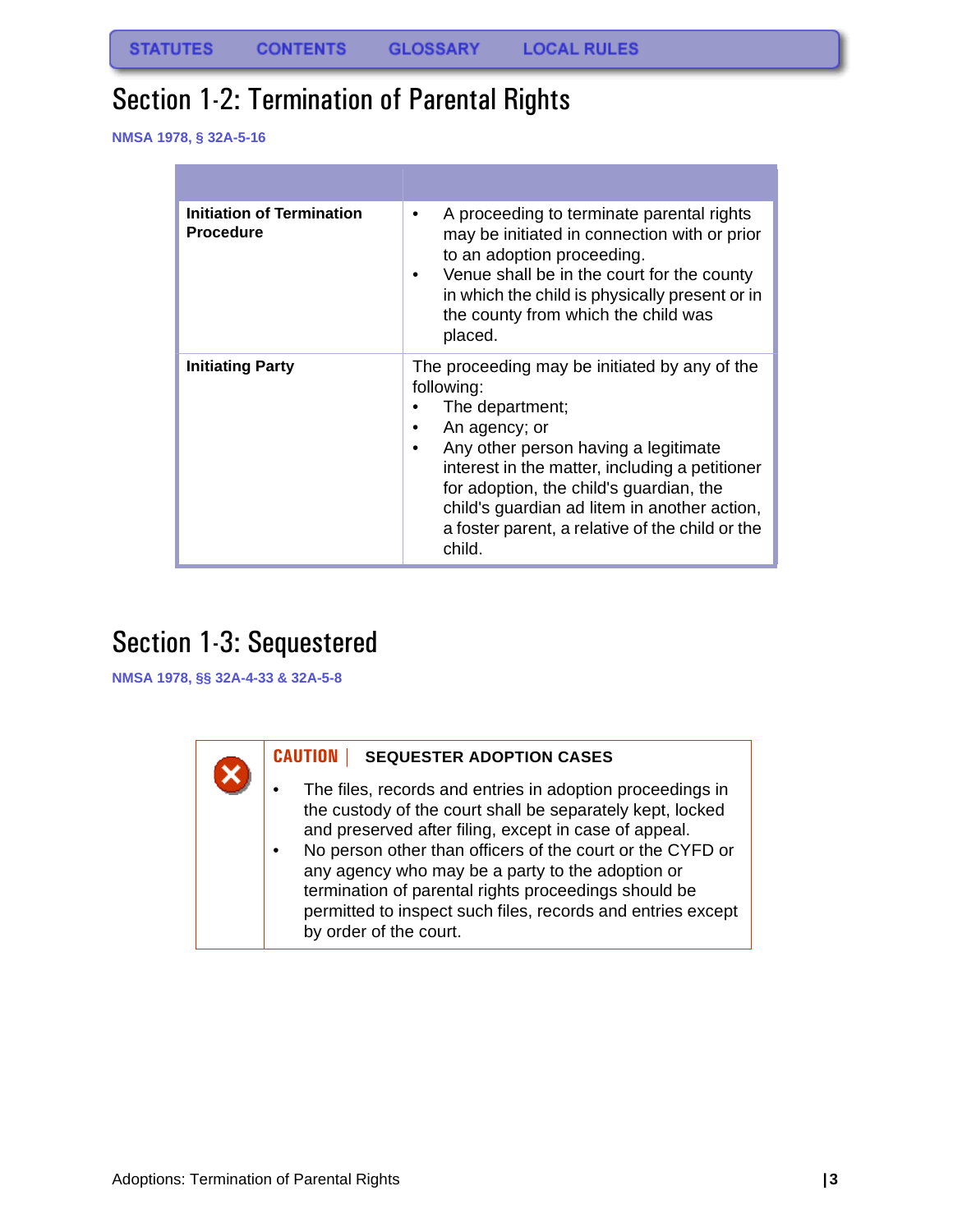STATUTES CONTENTS GLOSSARY LOCAL RULES

# Section 1-2: Termination of Parental Rights

NMSA 1978, § 32A-5-16

| | |
|---|---|
| **Initiation of Termination Procedure** | • A proceeding to terminate parental rights may be initiated in connection with or prior to an adoption proceeding.<br>• Venue shall be in the court for the county in which the child is physically present or in the county from which the child was placed. |
| **Initiating Party** | The proceeding may be initiated by any of the following:<br>• The department;<br>• An agency; or<br>• Any other person having a legitimate interest in the matter, including a petitioner for adoption, the child's guardian, the child's guardian ad litem in another action, a foster parent, a relative of the child or the child. |

# Section 1-3: Sequestered

NMSA 1978, §§ 32A-4-33 & 32A-5-8

**CAUTION | SEQUESTER ADOPTION CASES**

- The files, records and entries in adoption proceedings in the custody of the court shall be separately kept, locked and preserved after filing, except in case of appeal.
- No person other than officers of the court or the CYFD or any agency who may be a party to the adoption or termination of parental rights proceedings should be permitted to inspect such files, records and entries except by order of the court.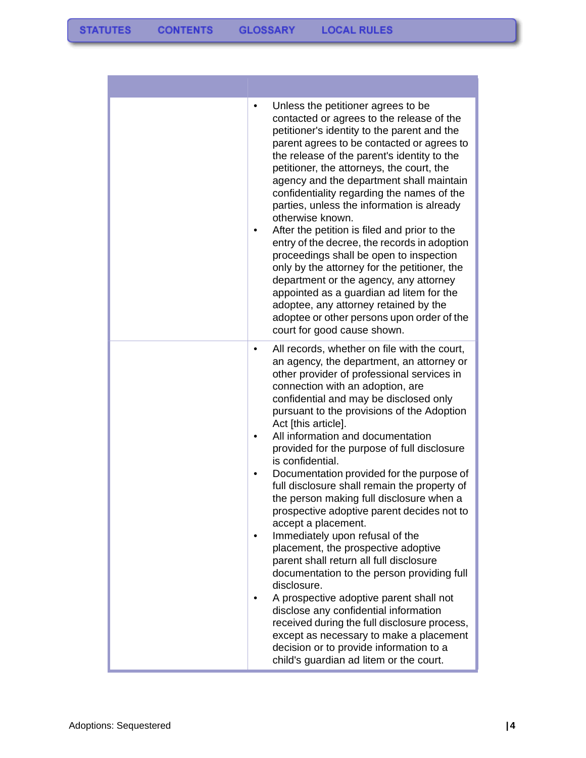| | |
|---|---|
| | • Unless the petitioner agrees to be contacted or agrees to the release of the petitioner's identity to the parent and the parent agrees to be contacted or agrees to the release of the parent's identity to the petitioner, the attorneys, the court, the agency and the department shall maintain confidentiality regarding the names of the parties, unless the information is already otherwise known.<br>• After the petition is filed and prior to the entry of the decree, the records in adoption proceedings shall be open to inspection only by the attorney for the petitioner, the department or the agency, any attorney appointed as a guardian ad litem for the adoptee, any attorney retained by the adoptee or other persons upon order of the court for good cause shown. |
| | • All records, whether on file with the court, an agency, the department, an attorney or other provider of professional services in connection with an adoption, are confidential and may be disclosed only pursuant to the provisions of the Adoption Act [this article].<br>• All information and documentation provided for the purpose of full disclosure is confidential.<br>• Documentation provided for the purpose of full disclosure shall remain the property of the person making full disclosure when a prospective adoptive parent decides not to accept a placement.<br>• Immediately upon refusal of the placement, the prospective adoptive parent shall return all full disclosure documentation to the person providing full disclosure.<br>• A prospective adoptive parent shall not disclose any confidential information received during the full disclosure process, except as necessary to make a placement decision or to provide information to a child's guardian ad litem or the court. |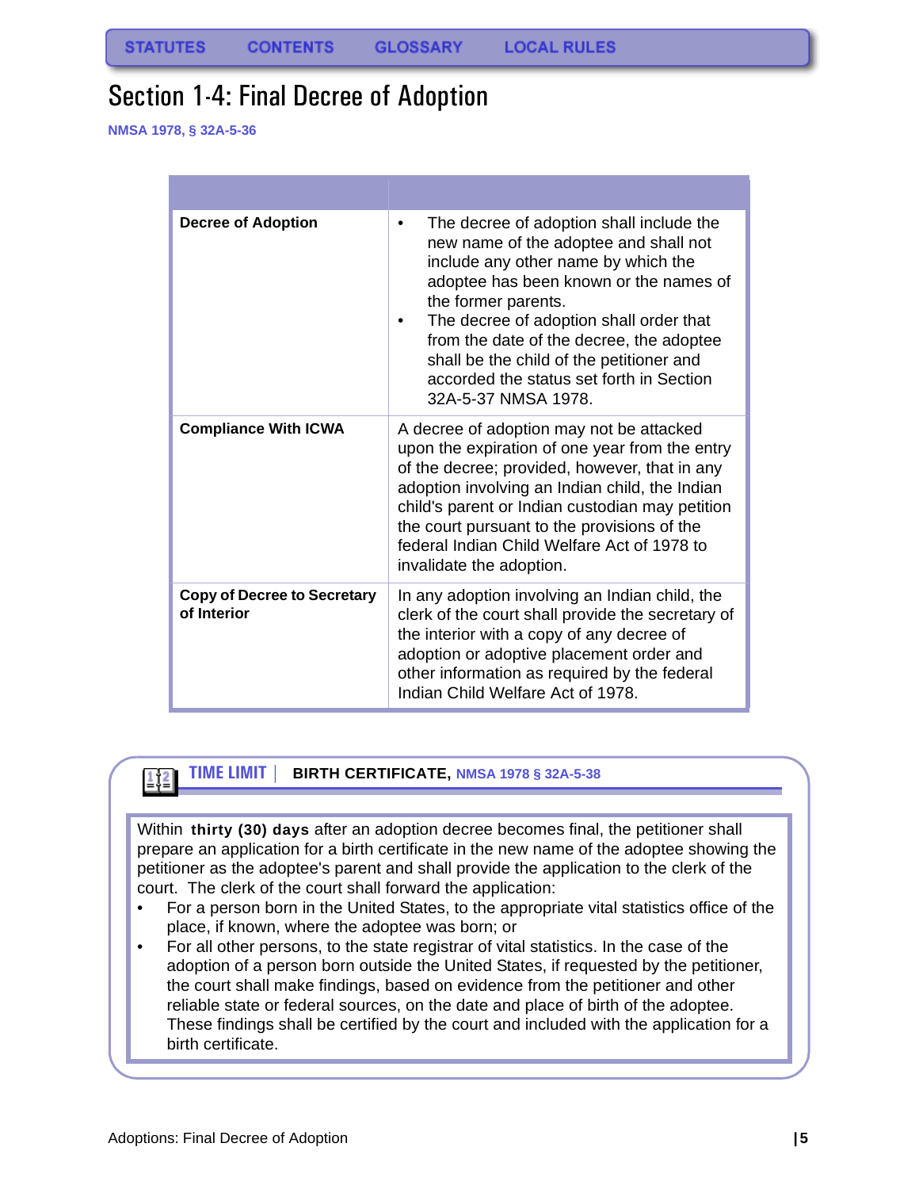# Section 1-4: Final Decree of Adoption

NMSA 1978, § 32A-5-36

| | |
|---|---|
| **Decree of Adoption** | • The decree of adoption shall include the new name of the adoptee and shall not include any other name by which the adoptee has been known or the names of the former parents.<br>• The decree of adoption shall order that from the date of the decree, the adoptee shall be the child of the petitioner and accorded the status set forth in Section 32A-5-37 NMSA 1978. |
| **Compliance With ICWA** | A decree of adoption may not be attacked upon the expiration of one year from the entry of the decree; provided, however, that in any adoption involving an Indian child, the Indian child's parent or Indian custodian may petition the court pursuant to the provisions of the federal Indian Child Welfare Act of 1978 to invalidate the adoption. |
| **Copy of Decree to Secretary of Interior** | In any adoption involving an Indian child, the clerk of the court shall provide the secretary of the interior with a copy of any decree of adoption or adoptive placement order and other information as required by the federal Indian Child Welfare Act of 1978. |

**TIME LIMIT** | **BIRTH CERTIFICATE,** NMSA 1978 § 32A-5-38

Within **thirty (30) days** after an adoption decree becomes final, the petitioner shall prepare an application for a birth certificate in the new name of the adoptee showing the petitioner as the adoptee's parent and shall provide the application to the clerk of the court. The clerk of the court shall forward the application:

- For a person born in the United States, to the appropriate vital statistics office of the place, if known, where the adoptee was born; or
- For all other persons, to the state registrar of vital statistics. In the case of the adoption of a person born outside the United States, if requested by the petitioner, the court shall make findings, based on evidence from the petitioner and other reliable state or federal sources, on the date and place of birth of the adoptee. These findings shall be certified by the court and included with the application for a birth certificate.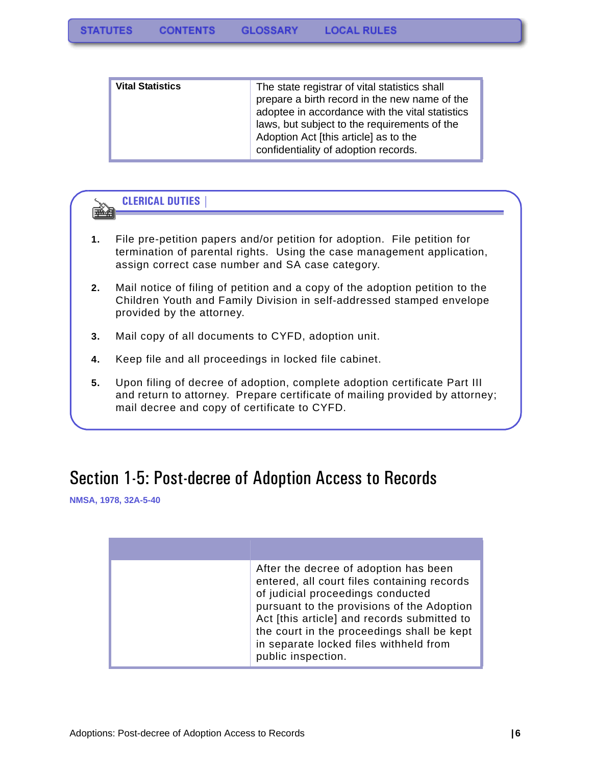| Vital Statistics | The state registrar of vital statistics shall prepare a birth record in the new name of the adoptee in accordance with the vital statistics laws, but subject to the requirements of the Adoption Act [this article] as to the confidentiality of adoption records. |
|---|---|

## CLERICAL DUTIES

1. File pre-petition papers and/or petition for adoption. File petition for termination of parental rights. Using the case management application, assign correct case number and SA case category.
2. Mail notice of filing of petition and a copy of the adoption petition to the Children Youth and Family Division in self-addressed stamped envelope provided by the attorney.
3. Mail copy of all documents to CYFD, adoption unit.
4. Keep file and all proceedings in locked file cabinet.
5. Upon filing of decree of adoption, complete adoption certificate Part III and return to attorney. Prepare certificate of mailing provided by attorney; mail decree and copy of certificate to CYFD.

# Section 1-5: Post-decree of Adoption Access to Records

**NMSA, 1978, 32A-5-40**

| | |
|---|---|
| | After the decree of adoption has been entered, all court files containing records of judicial proceedings conducted pursuant to the provisions of the Adoption Act [this article] and records submitted to the court in the proceedings shall be kept in separate locked files withheld from public inspection. |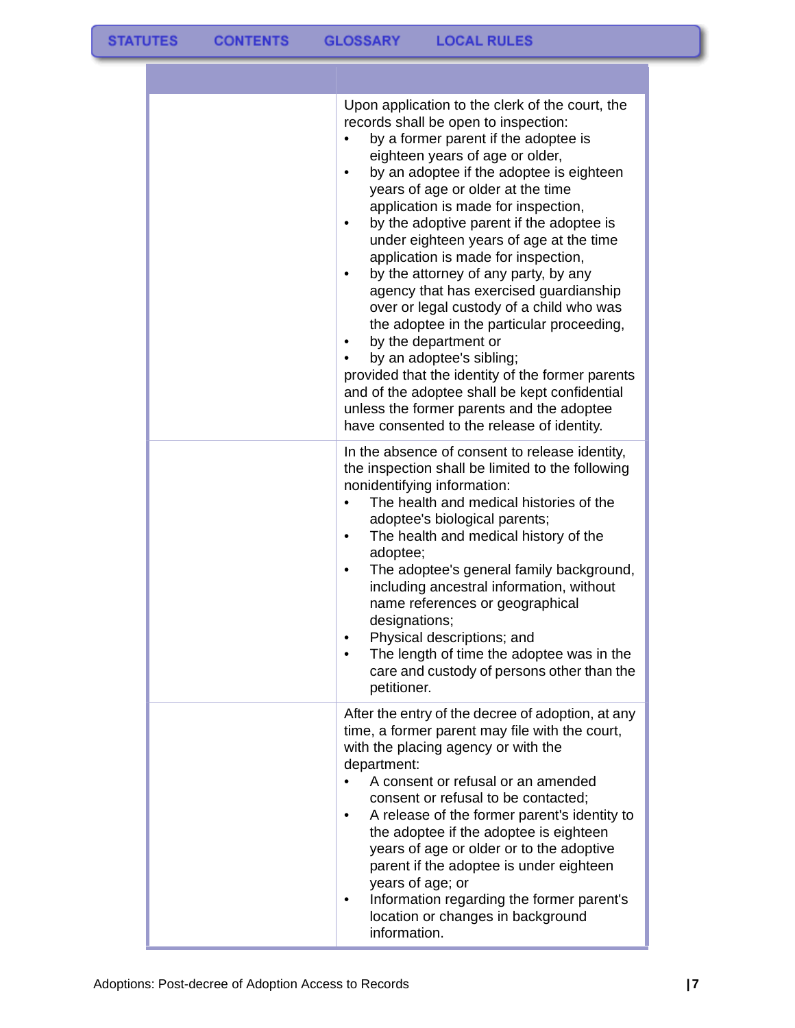| | |
|---|---|
| | Upon application to the clerk of the court, the records shall be open to inspection:<br>• by a former parent if the adoptee is eighteen years of age or older,<br>• by an adoptee if the adoptee is eighteen years of age or older at the time application is made for inspection,<br>• by the adoptive parent if the adoptee is under eighteen years of age at the time application is made for inspection,<br>• by the attorney of any party, by any agency that has exercised guardianship over or legal custody of a child who was the adoptee in the particular proceeding,<br>• by the department or<br>• by an adoptee's sibling;<br>provided that the identity of the former parents and of the adoptee shall be kept confidential unless the former parents and the adoptee have consented to the release of identity. |
| | In the absence of consent to release identity, the inspection shall be limited to the following nonidentifying information:<br>• The health and medical histories of the adoptee's biological parents;<br>• The health and medical history of the adoptee;<br>• The adoptee's general family background, including ancestral information, without name references or geographical designations;<br>• Physical descriptions; and<br>• The length of time the adoptee was in the care and custody of persons other than the petitioner. |
| | After the entry of the decree of adoption, at any time, a former parent may file with the court, with the placing agency or with the department:<br>• A consent or refusal or an amended consent or refusal to be contacted;<br>• A release of the former parent's identity to the adoptee if the adoptee is eighteen years of age or older or to the adoptive parent if the adoptee is under eighteen years of age; or<br>• Information regarding the former parent's location or changes in background information. |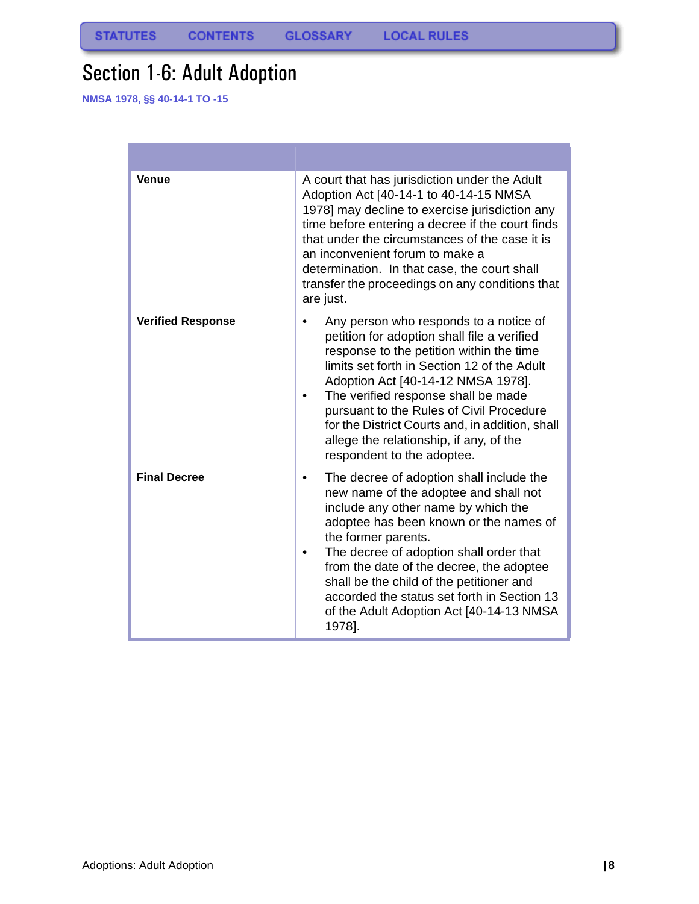# Section 1-6: Adult Adoption

**NMSA 1978, §§ 40-14-1 TO -15**

| | |
|---|---|
| **Venue** | A court that has jurisdiction under the Adult Adoption Act [40-14-1 to 40-14-15 NMSA 1978] may decline to exercise jurisdiction any time before entering a decree if the court finds that under the circumstances of the case it is an inconvenient forum to make a determination. In that case, the court shall transfer the proceedings on any conditions that are just. |
| **Verified Response** | • Any person who responds to a notice of petition for adoption shall file a verified response to the petition within the time limits set forth in Section 12 of the Adult Adoption Act [40-14-12 NMSA 1978].<br>• The verified response shall be made pursuant to the Rules of Civil Procedure for the District Courts and, in addition, shall allege the relationship, if any, of the respondent to the adoptee. |
| **Final Decree** | • The decree of adoption shall include the new name of the adoptee and shall not include any other name by which the adoptee has been known or the names of the former parents.<br>• The decree of adoption shall order that from the date of the decree, the adoptee shall be the child of the petitioner and accorded the status set forth in Section 13 of the Adult Adoption Act [40-14-13 NMSA 1978]. |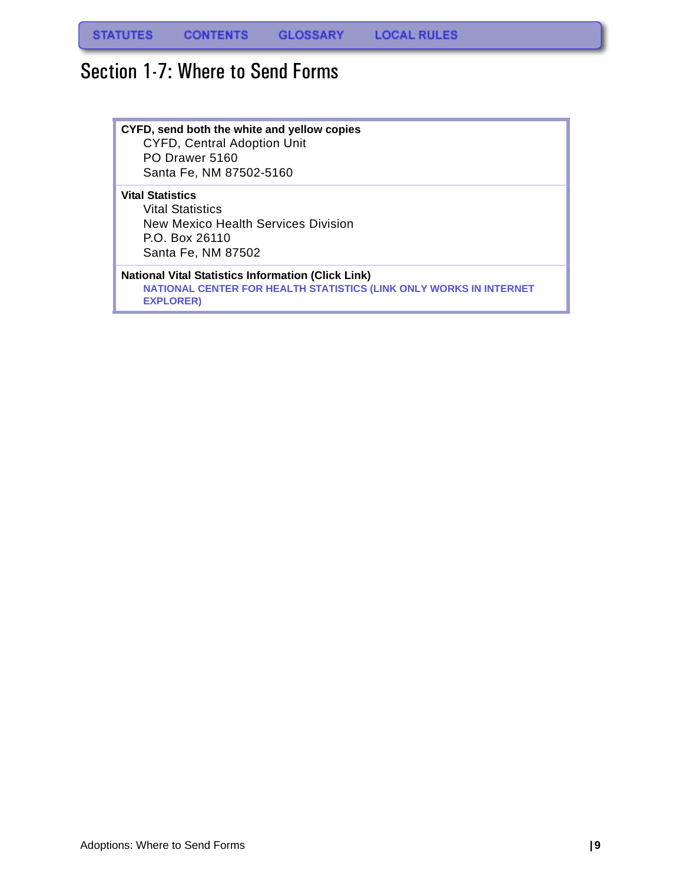STATUTES CONTENTS GLOSSARY LOCAL RULES

# Section 1-7: Where to Send Forms

**CYFD, send both the white and yellow copies**

CYFD, Central Adoption Unit
PO Drawer 5160
Santa Fe, NM 87502-5160

**Vital Statistics**

Vital Statistics
New Mexico Health Services Division
P.O. Box 26110
Santa Fe, NM 87502

**National Vital Statistics Information (Click Link)**

NATIONAL CENTER FOR HEALTH STATISTICS (LINK ONLY WORKS IN INTERNET EXPLORER)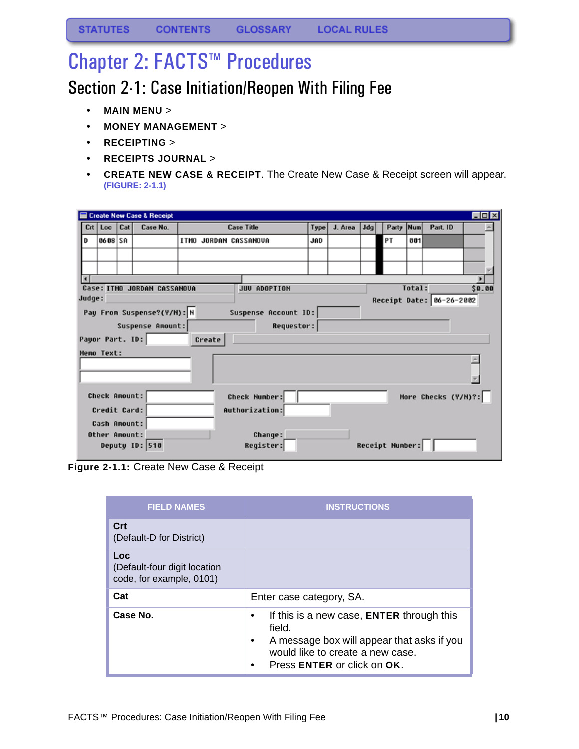STATUTES CONTENTS GLOSSARY LOCAL RULES

# Chapter 2: FACTS™ Procedures

## Section 2-1: Case Initiation/Reopen With Filing Fee

- **MAIN MENU** >
- **MONEY MANAGEMENT** >
- **RECEIPTING** >
- **RECEIPTS JOURNAL** >
- **CREATE NEW CASE & RECEIPT**. The Create New Case & Receipt screen will appear. **(FIGURE: 2-1.1)**

**Figure 2-1.1:** Create New Case & Receipt

| FIELD NAMES | INSTRUCTIONS |
|---|---|
| **Crt**<br>(Default-D for District) | |
| **Loc**<br>(Default-four digit location code, for example, 0101) | |
| **Cat** | Enter case category, SA. |
| **Case No.** | • If this is a new case, **ENTER** through this field.<br>• A message box will appear that asks if you would like to create a new case.<br>• Press **ENTER** or click on **OK**. |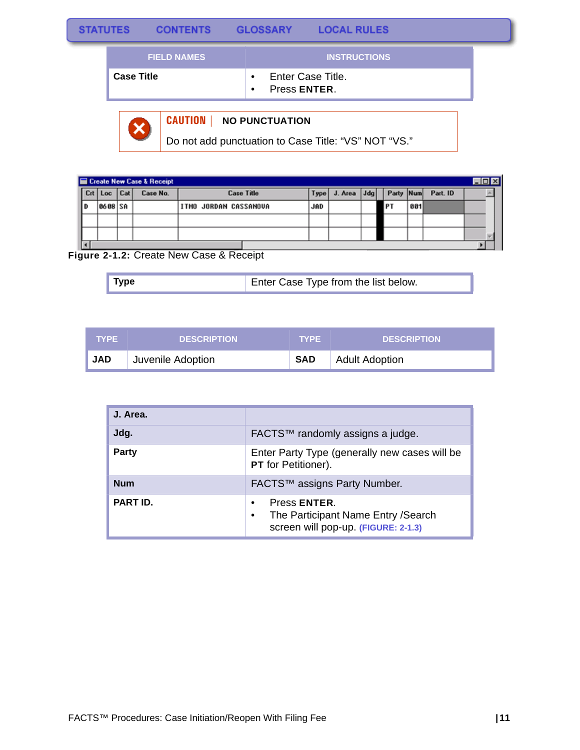STATUTES CONTENTS GLOSSARY LOCAL RULES

| FIELD NAMES | INSTRUCTIONS |
|---|---|
| **Case Title** | • Enter Case Title.<br>• Press **ENTER**. |

**CAUTION** | **NO PUNCTUATION**

Do not add punctuation to Case Title: "VS" NOT "VS."

| Crt | Loc | Cat | Case No. | Case Title | Type | J. Area | Jdg | Party | Num | Part. ID |
|---|---|---|---|---|---|---|---|---|---|---|
| D | 0608 | SA | | ITMO JORDAN CASSANOVA | JAD | | | PT | 001 | |

**Figure 2-1.2:** Create New Case & Receipt

| | |
|---|---|
| **Type** | Enter Case Type from the list below. |

| TYPE | DESCRIPTION | TYPE | DESCRIPTION |
|---|---|---|---|
| **JAD** | Juvenile Adoption | **SAD** | Adult Adoption |

| | |
|---|---|
| **J. Area.** | |
| **Jdg.** | FACTS™ randomly assigns a judge. |
| **Party** | Enter Party Type (generally new cases will be **PT** for Petitioner). |
| **Num** | FACTS™ assigns Party Number. |
| **PART ID.** | • Press **ENTER**.<br>• The Participant Name Entry /Search screen will pop-up. (FIGURE: 2-1.3) |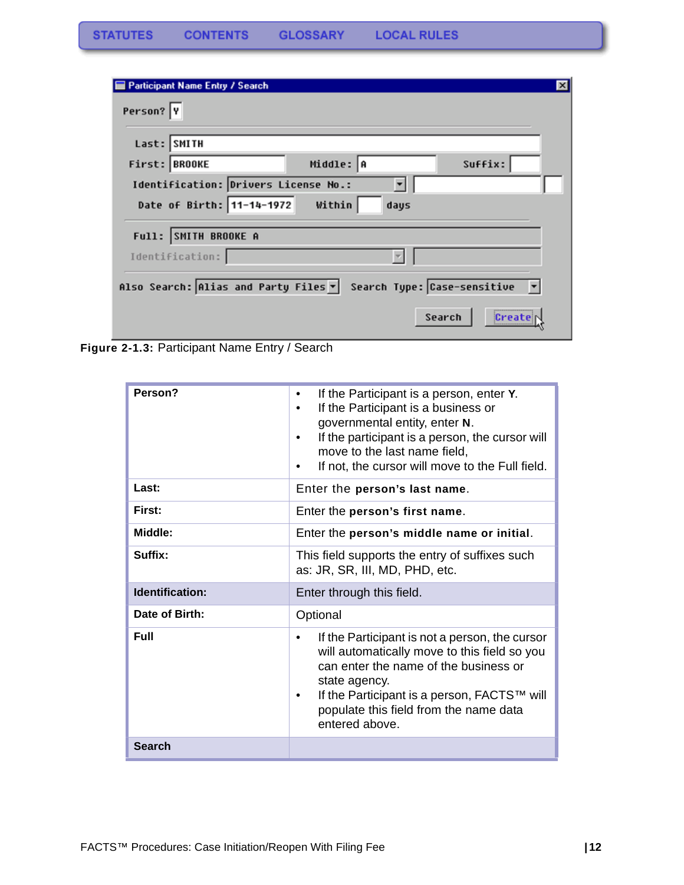**Figure 2-1.3:** Participant Name Entry / Search

| | |
|---|---|
| **Person?** | • If the Participant is a person, enter **Y**.<br>• If the Participant is a business or governmental entity, enter **N**.<br>• If the participant is a person, the cursor will move to the last name field,<br>• If not, the cursor will move to the Full field. |
| **Last:** | Enter the **person's last name**. |
| **First:** | Enter the **person's first name**. |
| **Middle:** | Enter the **person's middle name or initial**. |
| **Suffix:** | This field supports the entry of suffixes such as: JR, SR, III, MD, PHD, etc. |
| **Identification:** | Enter through this field. |
| **Date of Birth:** | Optional |
| **Full** | • If the Participant is not a person, the cursor will automatically move to this field so you can enter the name of the business or state agency.<br>• If the Participant is a person, FACTS™ will populate this field from the name data entered above. |
| **Search** | |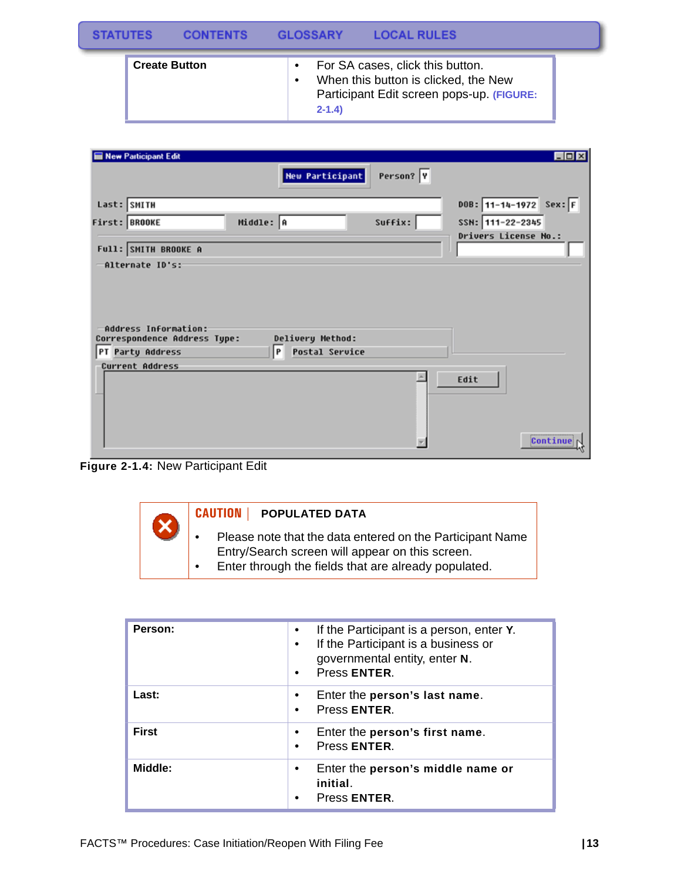| Create Button | • For SA cases, click this button.<br>• When this button is clicked, the New Participant Edit screen pops-up. (FIGURE: 2-1.4) |
|---|---|

**Figure 2-1.4:** New Participant Edit

| CAUTION | POPULATED DATA |
|---|---|
| | • Please note that the data entered on the Participant Name Entry/Search screen will appear on this screen.<br>• Enter through the fields that are already populated. |

| Person: | • If the Participant is a person, enter **Y**.<br>• If the Participant is a business or governmental entity, enter **N**.<br>• Press **ENTER**. |
|---|---|
| **Last:** | • Enter the **person's last name**.<br>• Press **ENTER**. |
| **First** | • Enter the **person's first name**.<br>• Press **ENTER**. |
| **Middle:** | • Enter the **person's middle name or initial**.<br>• Press **ENTER**. |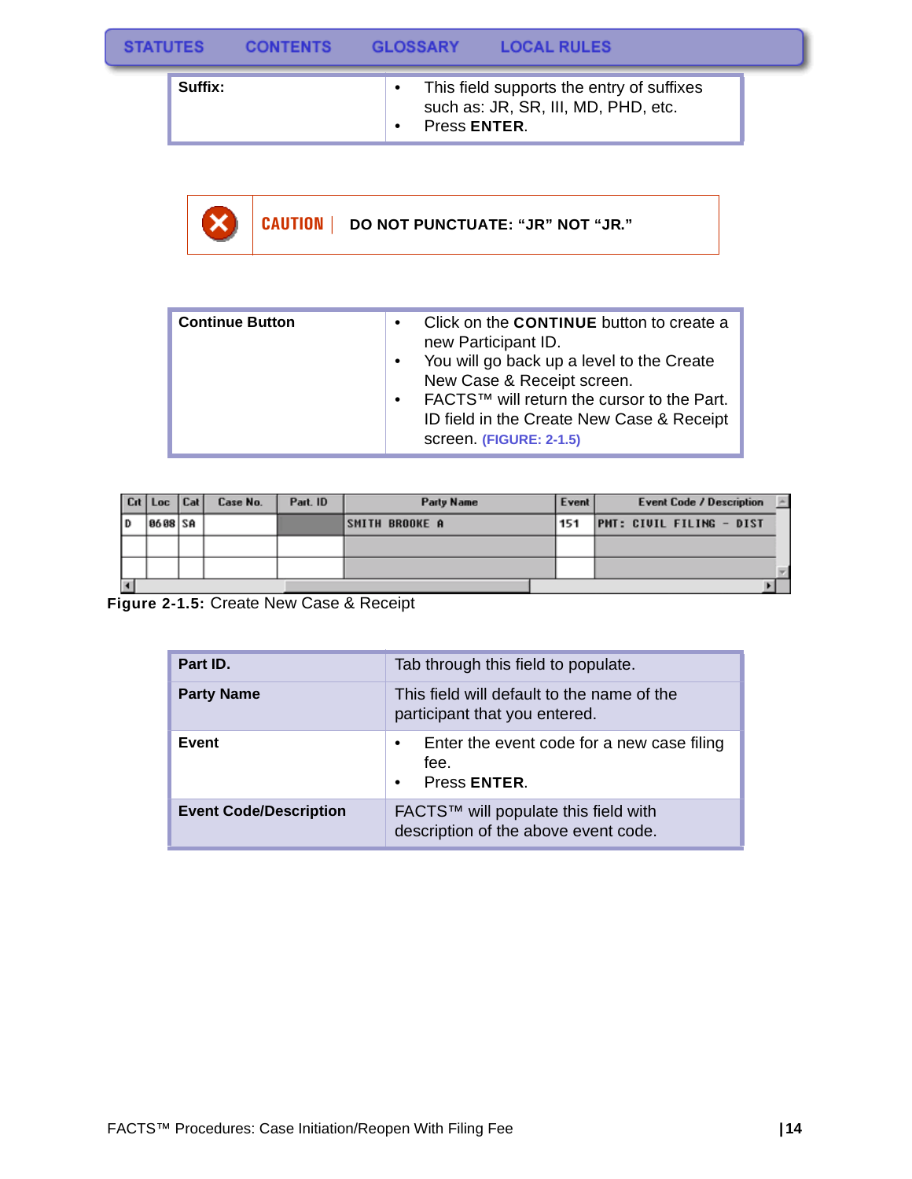| Suffix: | • This field supports the entry of suffixes such as: JR, SR, III, MD, PHD, etc.<br>• Press **ENTER**. |
| --- | --- |

**CAUTION** | **DO NOT PUNCTUATE: "JR" NOT "JR."**

| Continue Button | • Click on the **CONTINUE** button to create a new Participant ID.<br>• You will go back up a level to the Create New Case & Receipt screen.<br>• FACTS™ will return the cursor to the Part. ID field in the Create New Case & Receipt screen. (FIGURE: 2-1.5) |
| --- | --- |

| Crt | Loc | Cat | Case No. | Part. ID | Party Name | Event | Event Code / Description |
| --- | --- | --- | --- | --- | --- | --- | --- |
| D | 0608 | SA | | | SMITH BROOKE A | 151 | PMT: CIVIL FILING - DIST |
| | | | | | | | |
| | | | | | | | |

**Figure 2-1.5:** Create New Case & Receipt

| Part ID. | Tab through this field to populate. |
| --- | --- |
| **Party Name** | This field will default to the name of the participant that you entered. |
| **Event** | • Enter the event code for a new case filing fee.<br>• Press **ENTER**. |
| **Event Code/Description** | FACTS™ will populate this field with description of the above event code. |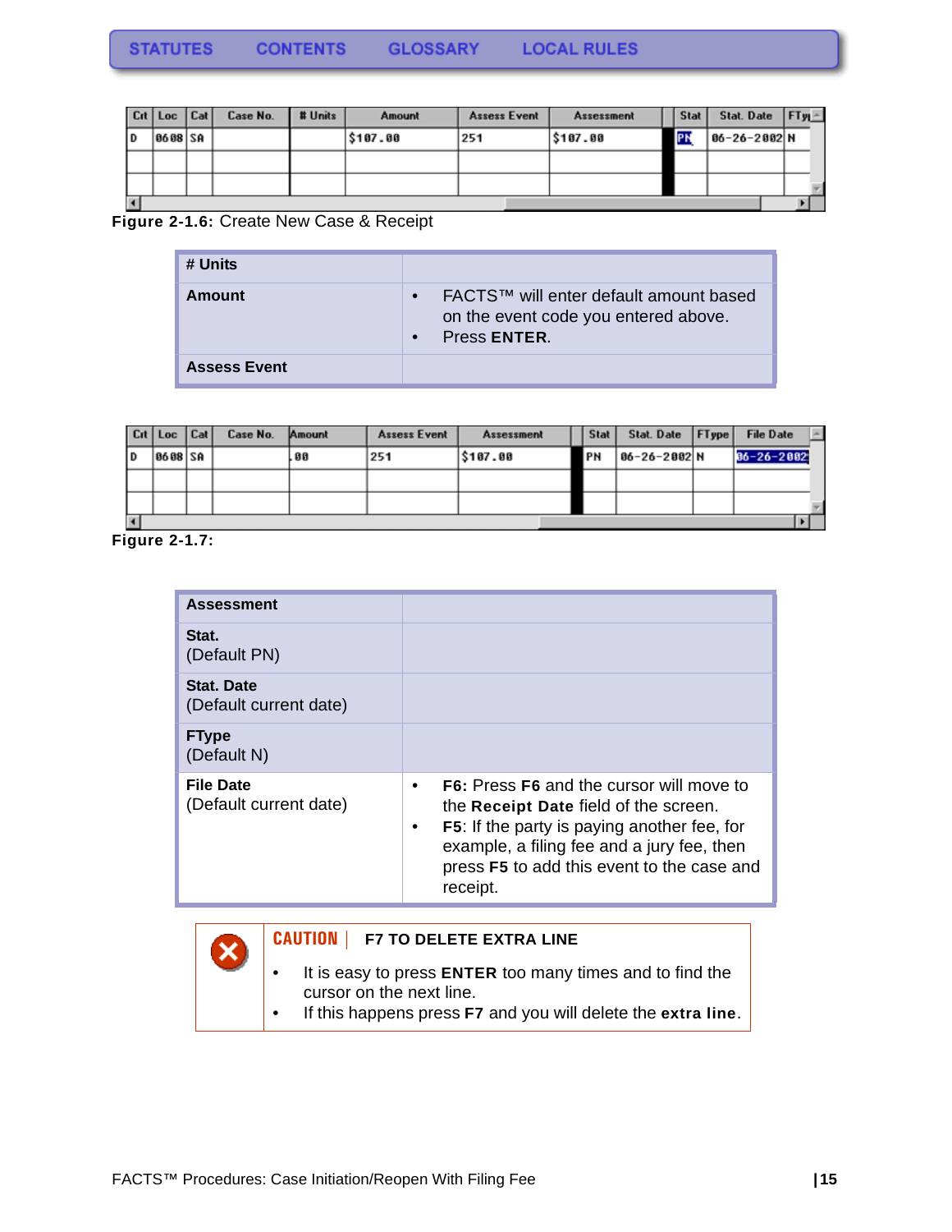| Crt | Loc | Cat | Case No. | # Units | Amount | Assess Event | Assessment | | Stat | Stat. Date | FTyp |
|---|---|---|---|---|---|---|---|---|---|---|---|
| D | 0608 | SA | | | $107.00 | 251 | $107.00 | | PN | 06-26-2002 | N |
| | | | | | | | | | | | |
| | | | | | | | | | | | |

**Figure 2-1.6:** Create New Case & Receipt

| # Units | |
|---|---|
| **Amount** | • FACTS™ will enter default amount based on the event code you entered above.<br>• Press **ENTER**. |
| **Assess Event** | |

| Crt | Loc | Cat | Case No. | Amount | Assess Event | Assessment | | Stat | Stat. Date | FType | File Date |
|---|---|---|---|---|---|---|---|---|---|---|---|
| D | 0608 | SA | | .00 | 251 | $107.00 | | PN | 06-26-2002 | N | 06-26-2002 |
| | | | | | | | | | | | |
| | | | | | | | | | | | |

**Figure 2-1.7:**

| **Assessment** | |
|---|---|
| **Stat.**<br>(Default PN) | |
| **Stat. Date**<br>(Default current date) | |
| **FType**<br>(Default N) | |
| **File Date**<br>(Default current date) | • **F6:** Press **F6** and the cursor will move to the **Receipt Date** field of the screen.<br>• **F5**: If the party is paying another fee, for example, a filing fee and a jury fee, then press **F5** to add this event to the case and receipt. |

**CAUTION | F7 TO DELETE EXTRA LINE**

- It is easy to press **ENTER** too many times and to find the cursor on the next line.
- If this happens press **F7** and you will delete the **extra line**.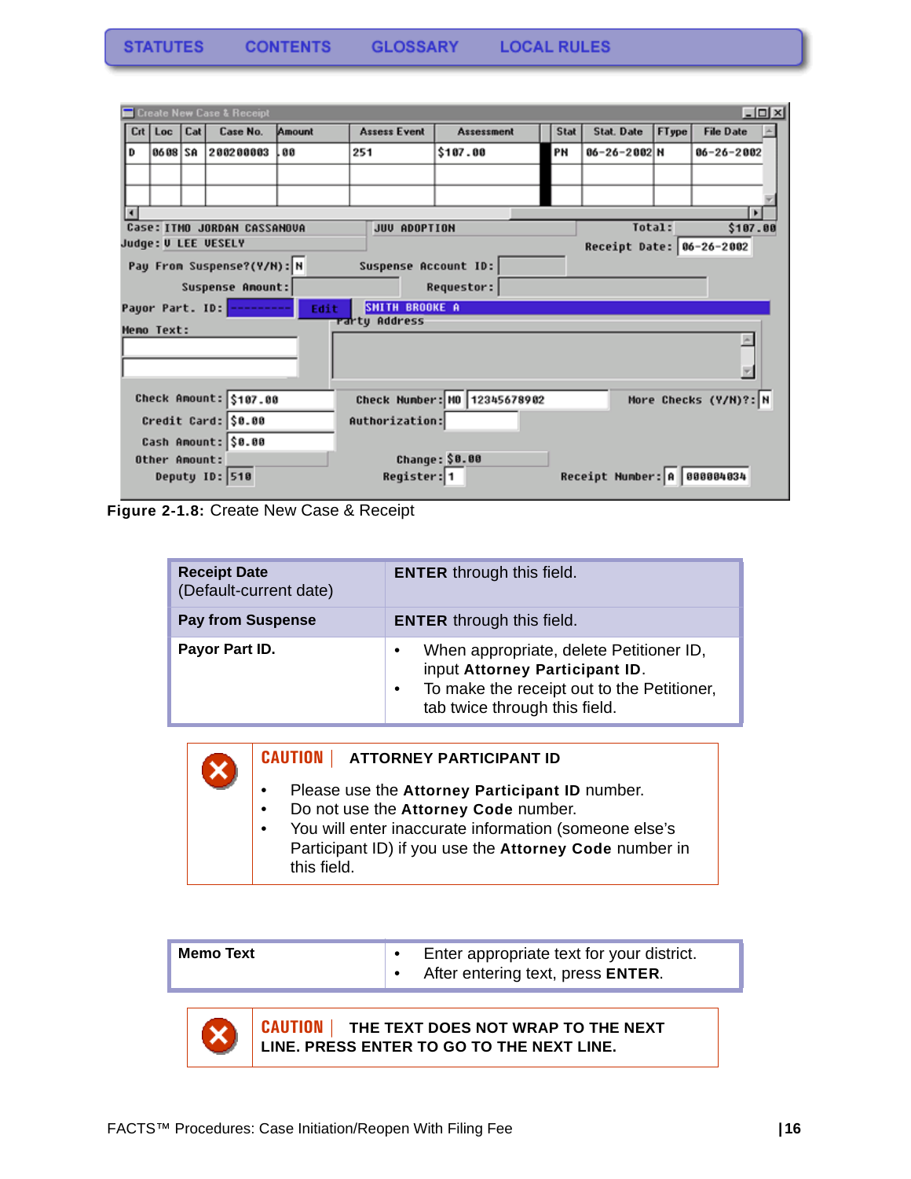STATUTES CONTENTS GLOSSARY LOCAL RULES

**Figure 2-1.8:** Create New Case & Receipt

| | |
|---|---|
| **Receipt Date** (Default-current date) | **ENTER** through this field. |
| **Pay from Suspense** | **ENTER** through this field. |
| **Payor Part ID.** | • When appropriate, delete Petitioner ID, input **Attorney Participant ID**. • To make the receipt out to the Petitioner, tab twice through this field. |

**CAUTION | ATTORNEY PARTICIPANT ID**

- Please use the **Attorney Participant ID** number.
- Do not use the **Attorney Code** number.
- You will enter inaccurate information (someone else's Participant ID) if you use the **Attorney Code** number in this field.

| | |
|---|---|
| **Memo Text** | • Enter appropriate text for your district. • After entering text, press **ENTER**. |

**CAUTION | THE TEXT DOES NOT WRAP TO THE NEXT LINE. PRESS ENTER TO GO TO THE NEXT LINE.**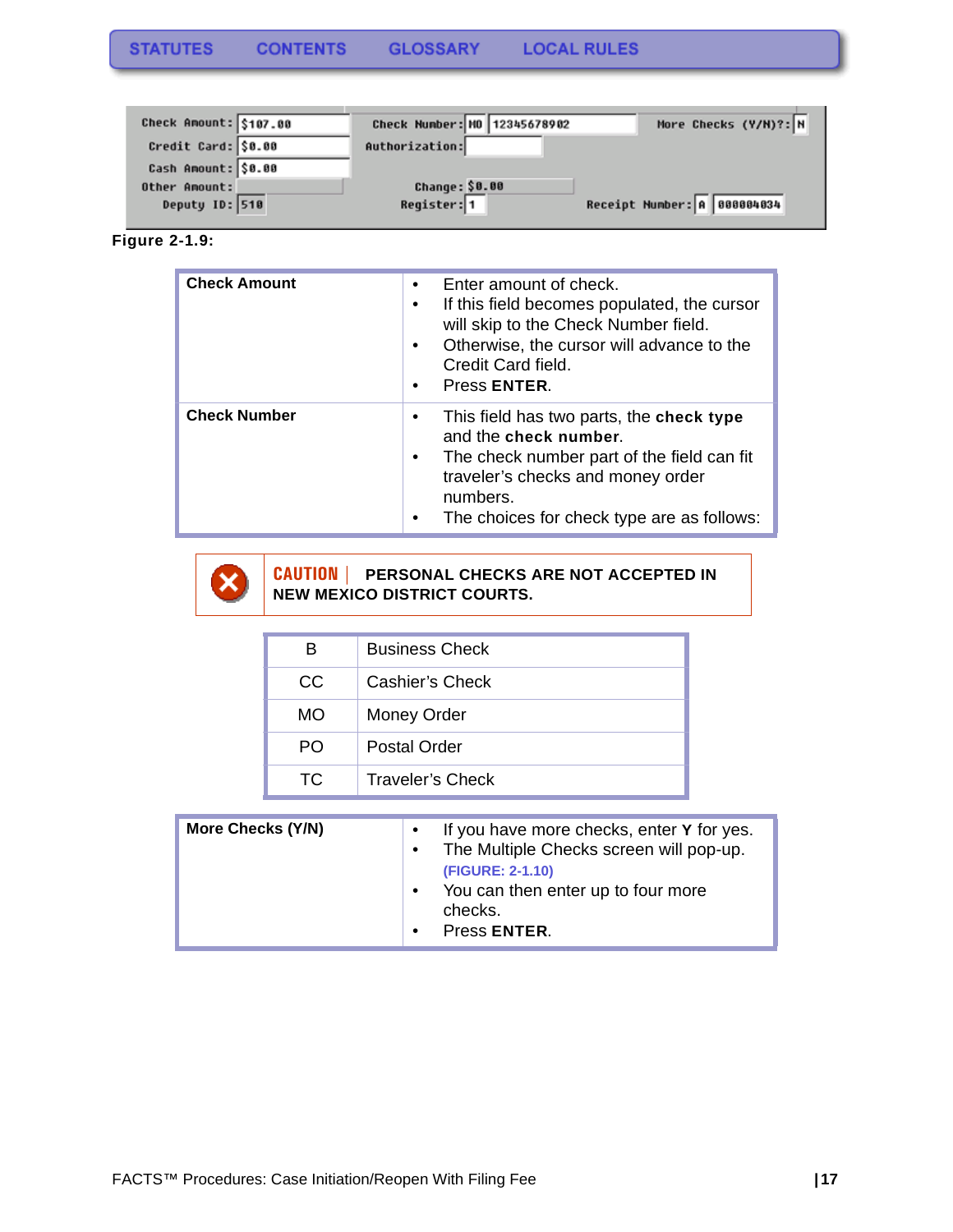| | | | | |
|---|---|---|---|---|
| Check Amount: | $107.00 | Check Number: | MO 12345678902 | More Checks (Y/N)?: N |
| Credit Card: | $0.00 | Authorization: | | |
| Cash Amount: | $0.00 | | | |
| Other Amount: | | Change: | $0.00 | |
| Deputy ID: | 510 | Register: | 1 | Receipt Number: A 000004034 |

**Figure 2-1.9:**

| | |
|---|---|
| **Check Amount** | • Enter amount of check.<br>• If this field becomes populated, the cursor will skip to the Check Number field.<br>• Otherwise, the cursor will advance to the Credit Card field.<br>• Press **ENTER**. |
| **Check Number** | • This field has two parts, the **check type** and the **check number**.<br>• The check number part of the field can fit traveler's checks and money order numbers.<br>• The choices for check type are as follows: |

**CAUTION** | **PERSONAL CHECKS ARE NOT ACCEPTED IN NEW MEXICO DISTRICT COURTS.**

| | |
|---|---|
| B | Business Check |
| CC | Cashier's Check |
| MO | Money Order |
| PO | Postal Order |
| TC | Traveler's Check |

| | |
|---|---|
| **More Checks (Y/N)** | • If you have more checks, enter **Y** for yes.<br>• The Multiple Checks screen will pop-up. **(FIGURE: 2-1.10)**<br>• You can then enter up to four more checks.<br>• Press **ENTER**. |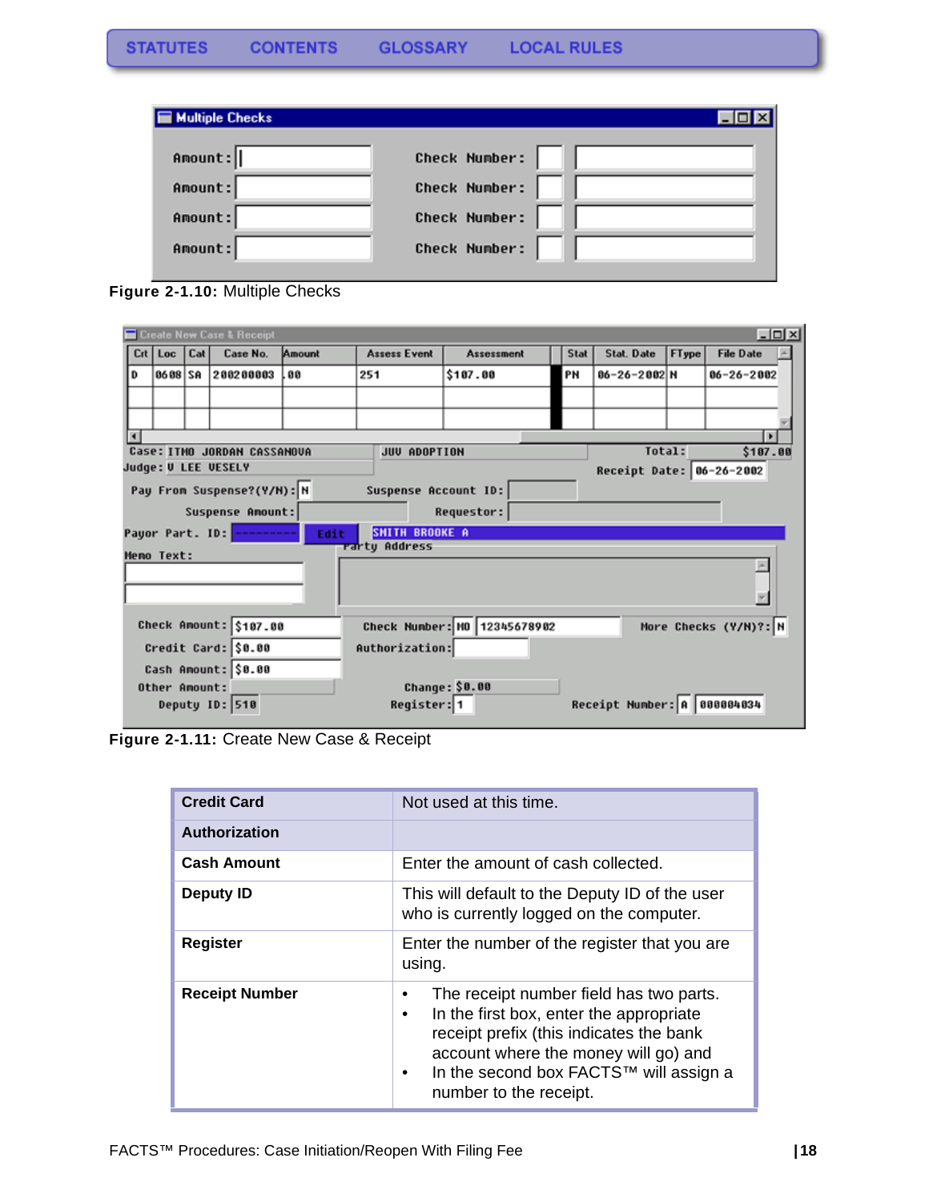Figure 2-1.10: Multiple Checks

Figure 2-1.11: Create New Case & Receipt

| Credit Card | Not used at this time. |
|---|---|
| Authorization | |
| Cash Amount | Enter the amount of cash collected. |
| Deputy ID | This will default to the Deputy ID of the user who is currently logged on the computer. |
| Register | Enter the number of the register that you are using. |
| Receipt Number | • The receipt number field has two parts.<br>• In the first box, enter the appropriate receipt prefix (this indicates the bank account where the money will go) and<br>• In the second box FACTS™ will assign a number to the receipt. |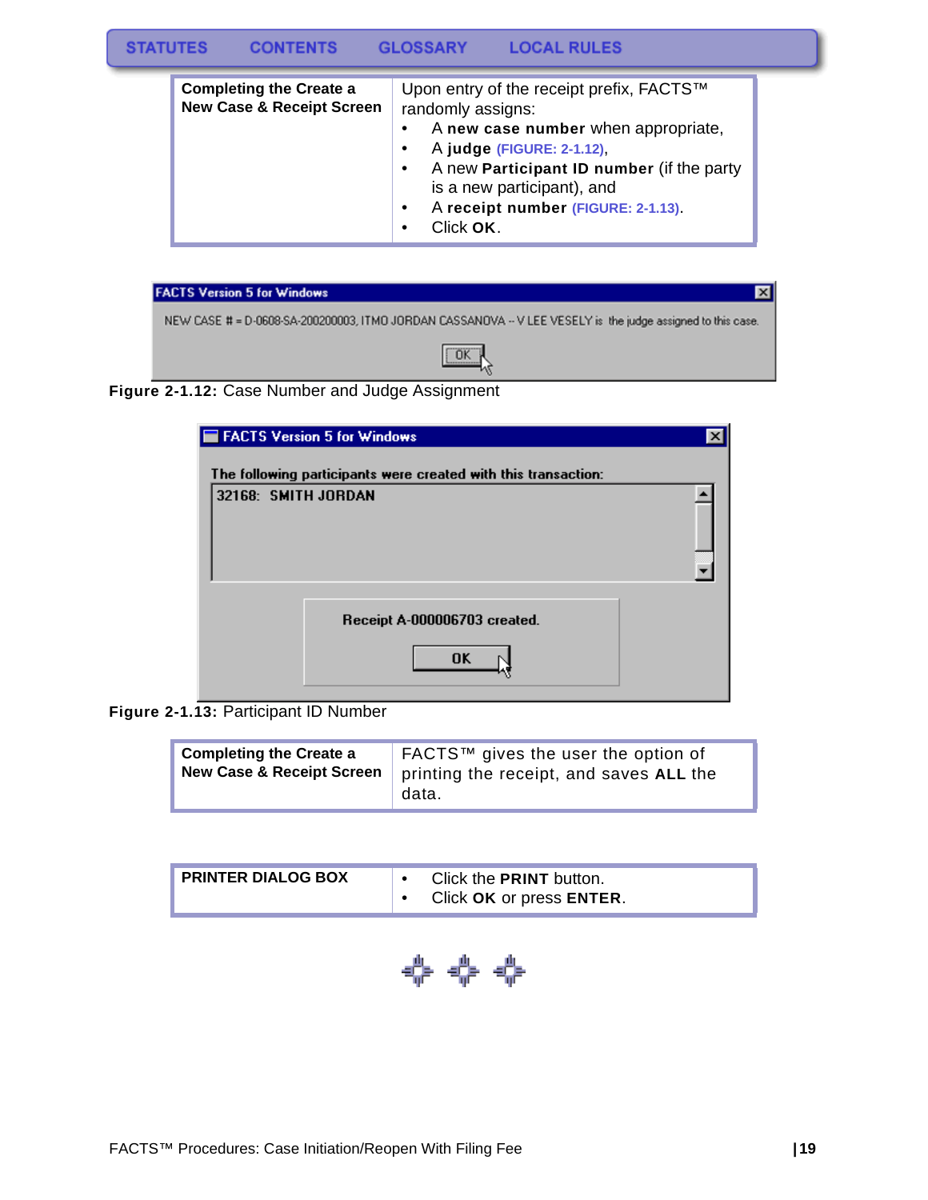| Completing the Create a New Case & Receipt Screen | Upon entry of the receipt prefix, FACTS™ randomly assigns:<br>• A **new case number** when appropriate,<br>• A **judge** (FIGURE: 2-1.12),<br>• A new **Participant ID number** (if the party is a new participant), and<br>• A **receipt number** (FIGURE: 2-1.13).<br>• Click **OK**. |
|---|---|

FACTS Version 5 for Windows

NEW CASE # = D-0608-SA-200200003, ITMO JORDAN CASSANOVA -- V LEE VESELY is the judge assigned to this case.

OK

**Figure 2-1.12:** Case Number and Judge Assignment

FACTS Version 5 for Windows

The following participants were created with this transaction:

32168: SMITH JORDAN

Receipt A-000006703 created.

OK

**Figure 2-1.13:** Participant ID Number

| Completing the Create a New Case & Receipt Screen | FACTS™ gives the user the option of printing the receipt, and saves **ALL** the data. |
|---|---|

| PRINTER DIALOG BOX | • Click the **PRINT** button.<br>• Click **OK** or press **ENTER**. |
|---|---|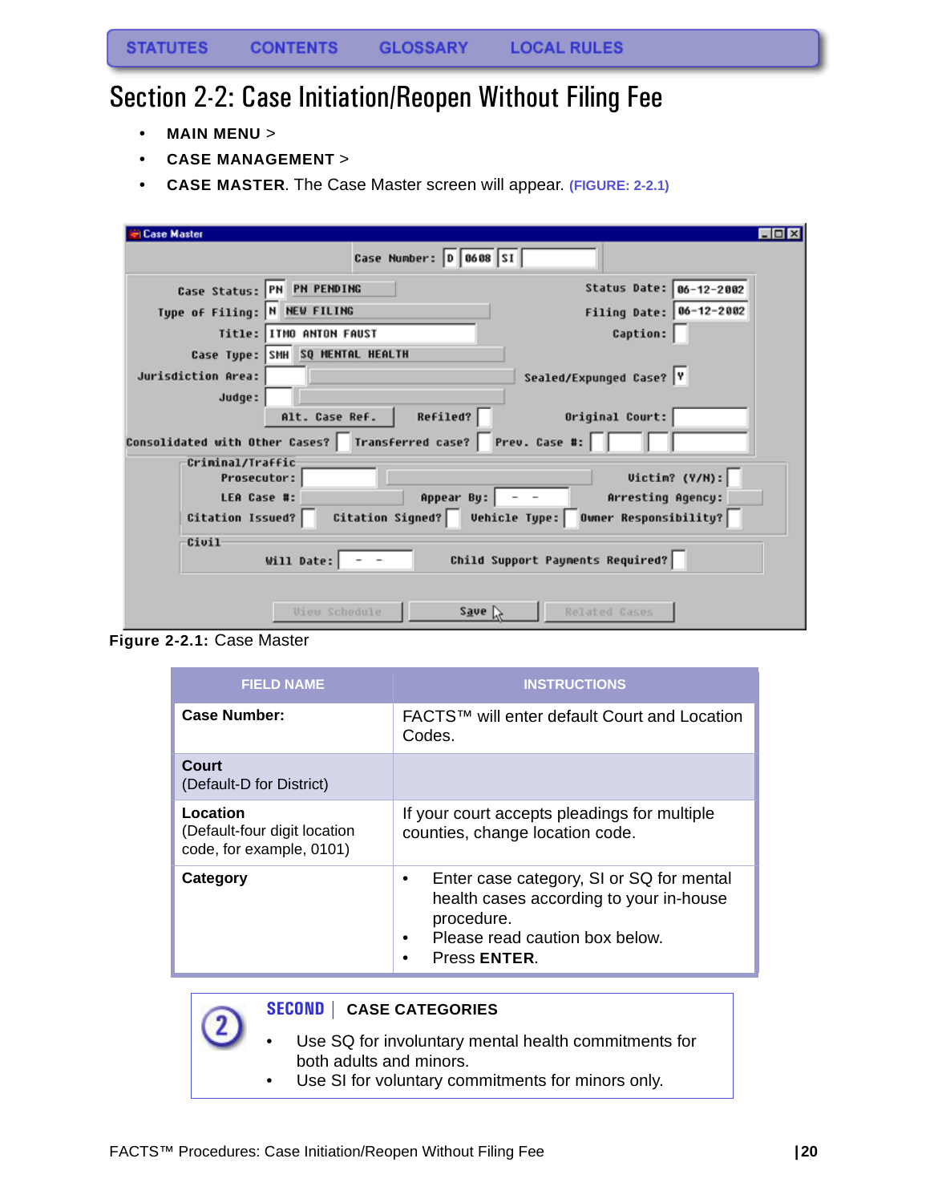STATUTES CONTENTS GLOSSARY LOCAL RULES

# Section 2-2: Case Initiation/Reopen Without Filing Fee

- **MAIN MENU** >
- **CASE MANAGEMENT** >
- **CASE MASTER**. The Case Master screen will appear. **(FIGURE: 2-2.1)**

**Figure 2-2.1:** Case Master

| FIELD NAME | INSTRUCTIONS |
|---|---|
| **Case Number:** | FACTS™ will enter default Court and Location Codes. |
| **Court** (Default-D for District) | |
| **Location** (Default-four digit location code, for example, 0101) | If your court accepts pleadings for multiple counties, change location code. |
| **Category** | • Enter case category, SI or SQ for mental health cases according to your in-house procedure. • Please read caution box below. • Press **ENTER**. |

**SECOND** | **CASE CATEGORIES**

- Use SQ for involuntary mental health commitments for both adults and minors.
- Use SI for voluntary commitments for minors only.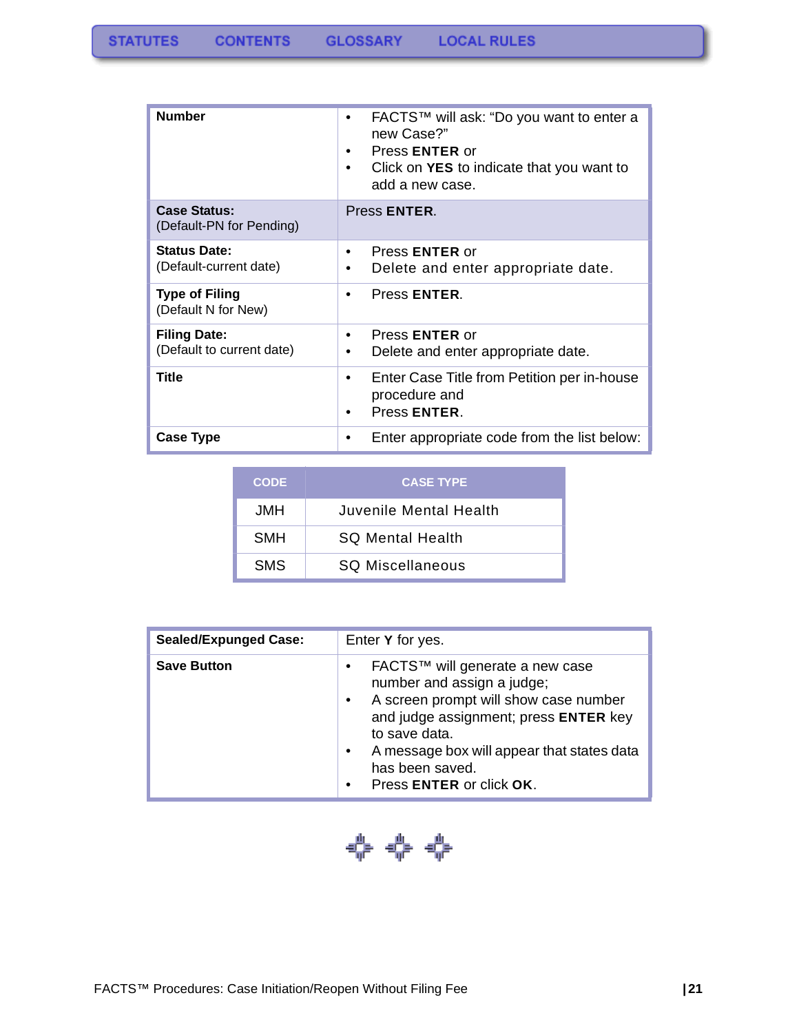| Number | • FACTS™ will ask: “Do you want to enter a new Case?”<br>• Press **ENTER** or<br>• Click on **YES** to indicate that you want to add a new case. |
|---|---|
| **Case Status:**<br>(Default-PN for Pending) | Press **ENTER**. |
| **Status Date:**<br>(Default-current date) | • Press **ENTER** or<br>• Delete and enter appropriate date. |
| **Type of Filing**<br>(Default N for New) | • Press **ENTER**. |
| **Filing Date:**<br>(Default to current date) | • Press **ENTER** or<br>• Delete and enter appropriate date. |
| **Title** | • Enter Case Title from Petition per in-house procedure and<br>• Press **ENTER**. |
| **Case Type** | • Enter appropriate code from the list below: |

| CODE | CASE TYPE |
|---|---|
| JMH | Juvenile Mental Health |
| SMH | SQ Mental Health |
| SMS | SQ Miscellaneous |

| Sealed/Expunged Case: | Enter **Y** for yes. |
|---|---|
| **Save Button** | • FACTS™ will generate a new case number and assign a judge;<br>• A screen prompt will show case number and judge assignment; press **ENTER** key to save data.<br>• A message box will appear that states data has been saved.<br>• Press **ENTER** or click **OK**. |

FACTS™ Procedures: Case Initiation/Reopen Without Filing Fee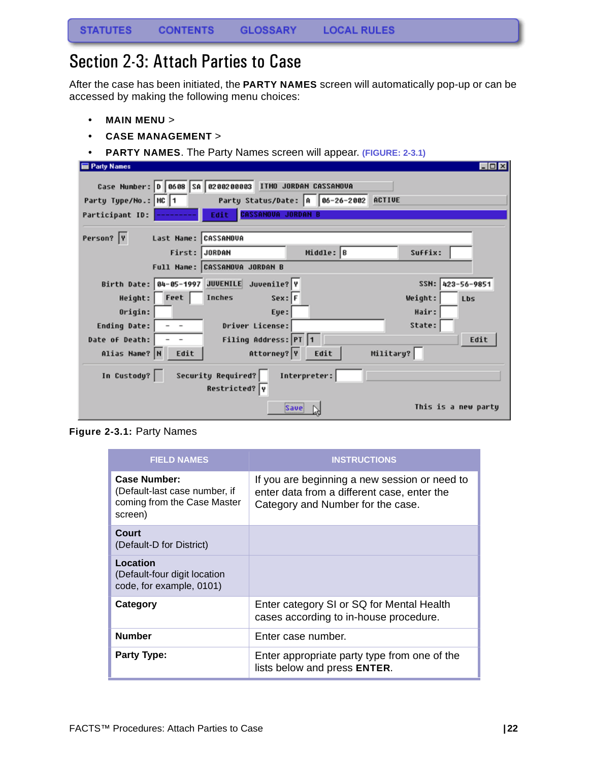# Section 2-3: Attach Parties to Case

After the case has been initiated, the **PARTY NAMES** screen will automatically pop-up or can be accessed by making the following menu choices:

- **MAIN MENU** >
- **CASE MANAGEMENT** >
- **PARTY NAMES**. The Party Names screen will appear. (FIGURE: 2-3.1)

**Figure 2-3.1:** Party Names

| FIELD NAMES | INSTRUCTIONS |
|---|---|
| **Case Number:** (Default-last case number, if coming from the Case Master screen) | If you are beginning a new session or need to enter data from a different case, enter the Category and Number for the case. |
| **Court** (Default-D for District) | |
| **Location** (Default-four digit location code, for example, 0101) | |
| **Category** | Enter category SI or SQ for Mental Health cases according to in-house procedure. |
| **Number** | Enter case number. |
| **Party Type:** | Enter appropriate party type from one of the lists below and press **ENTER**. |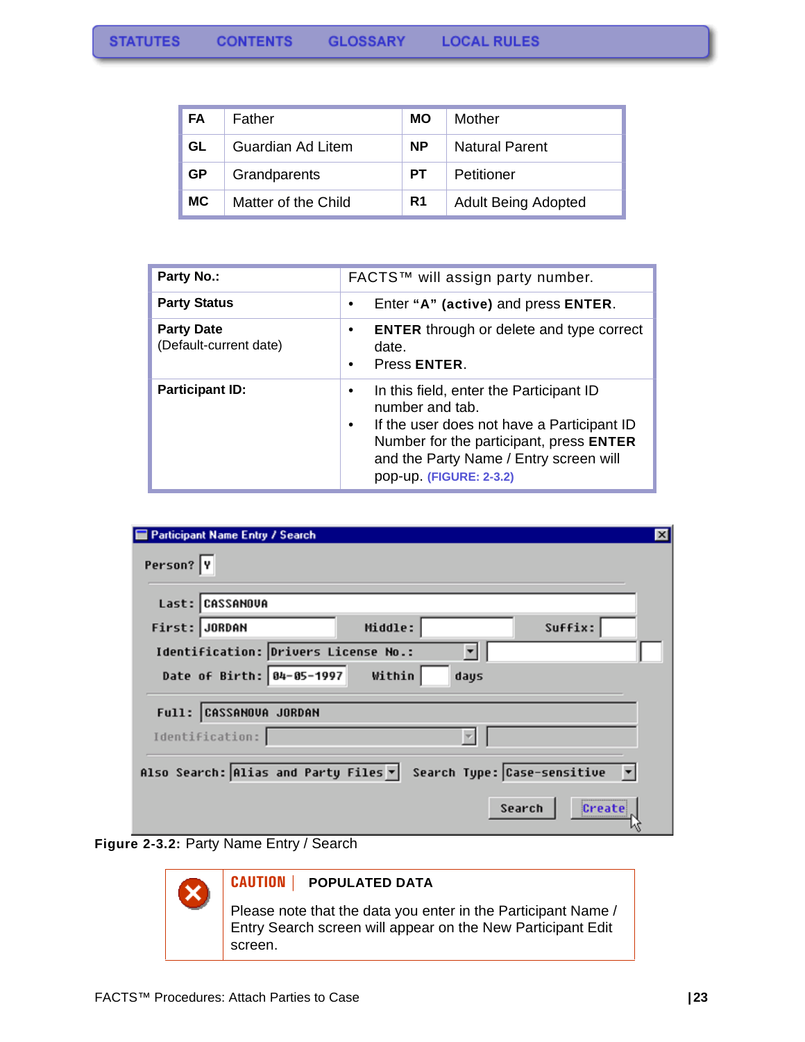| FA | Father | MO | Mother |
|---|---|---|---|
| GL | Guardian Ad Litem | NP | Natural Parent |
| GP | Grandparents | PT | Petitioner |
| MC | Matter of the Child | R1 | Adult Being Adopted |

| Party No.: | FACTS™ will assign party number. |
|---|---|
| **Party Status** | • Enter **“A” (active)** and press **ENTER**. |
| **Party Date** (Default-current date) | • **ENTER** through or delete and type correct date. • Press **ENTER**. |
| **Participant ID:** | • In this field, enter the Participant ID number and tab. • If the user does not have a Participant ID Number for the participant, press **ENTER** and the Party Name / Entry screen will pop-up. **(FIGURE: 2-3.2)** |

**Figure 2-3.2:** Party Name Entry / Search

**CAUTION** | **POPULATED DATA**

Please note that the data you enter in the Participant Name / Entry Search screen will appear on the New Participant Edit screen.

FACTS™ Procedures: Attach Parties to Case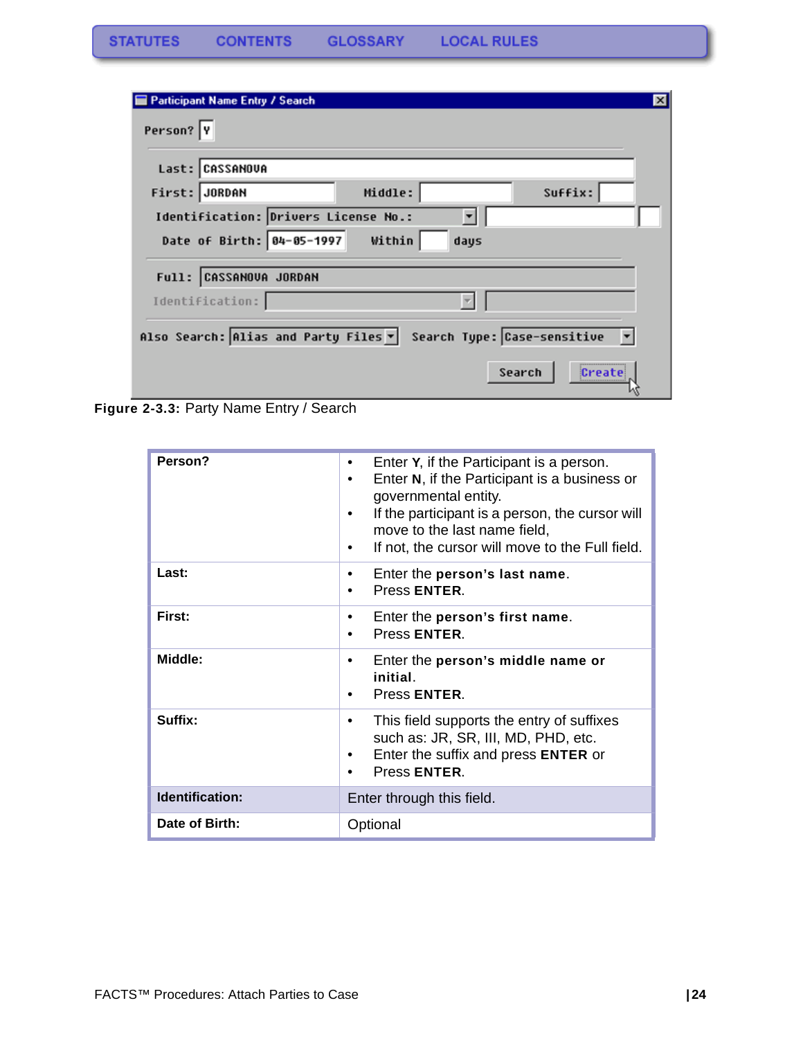**Figure 2-3.3:** Party Name Entry / Search

| Person? | • Enter **Y**, if the Participant is a person.<br>• Enter **N**, if the Participant is a business or governmental entity.<br>• If the participant is a person, the cursor will move to the last name field,<br>• If not, the cursor will move to the Full field. |
|---|---|
| **Last:** | • Enter the **person's last name**.<br>• Press **ENTER**. |
| **First:** | • Enter the **person's first name**.<br>• Press **ENTER**. |
| **Middle:** | • Enter the **person's middle name or initial**.<br>• Press **ENTER**. |
| **Suffix:** | • This field supports the entry of suffixes such as: JR, SR, III, MD, PHD, etc.<br>• Enter the suffix and press **ENTER** or<br>• Press **ENTER**. |
| **Identification:** | Enter through this field. |
| **Date of Birth:** | Optional |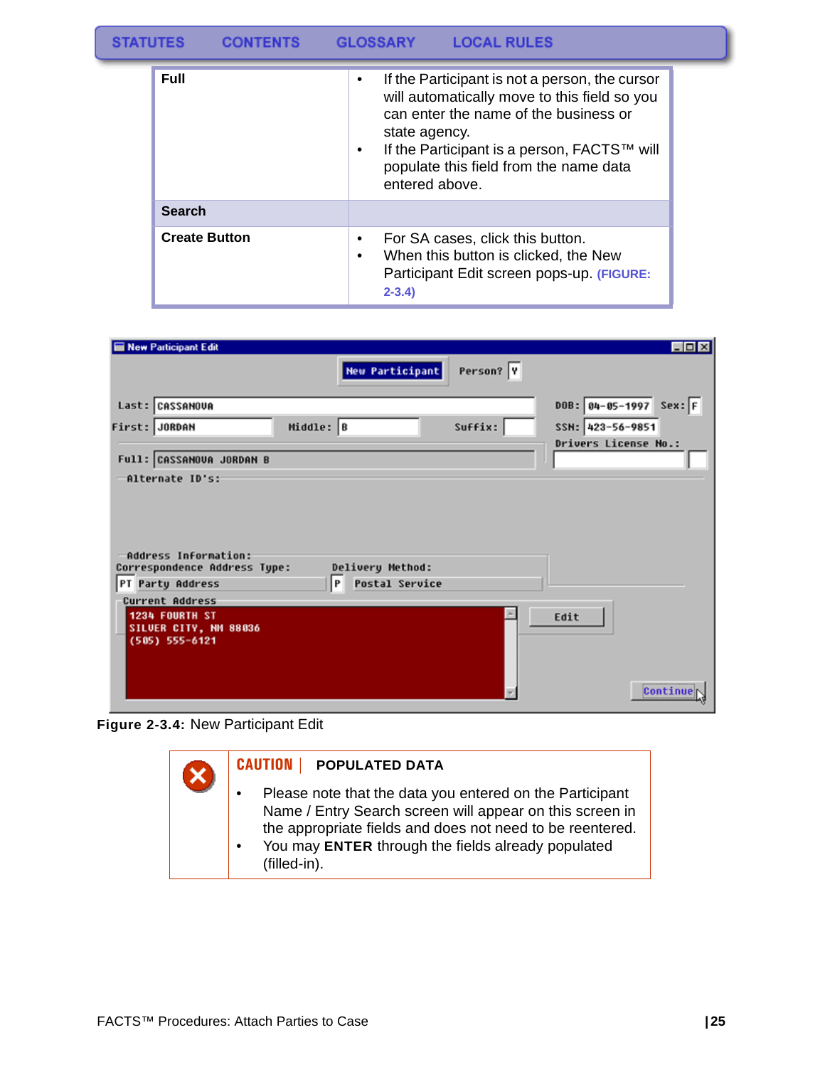| | |
|---|---|
| **Full** | • If the Participant is not a person, the cursor will automatically move to this field so you can enter the name of the business or state agency.<br>• If the Participant is a person, FACTS™ will populate this field from the name data entered above. |
| **Search** | |
| **Create Button** | • For SA cases, click this button.<br>• When this button is clicked, the New Participant Edit screen pops-up. **(FIGURE: 2-3.4)** |

**Figure 2-3.4:** New Participant Edit

**CAUTION** | **POPULATED DATA**

- Please note that the data you entered on the Participant Name / Entry Search screen will appear on this screen in the appropriate fields and does not need to be reentered.
- You may **ENTER** through the fields already populated (filled-in).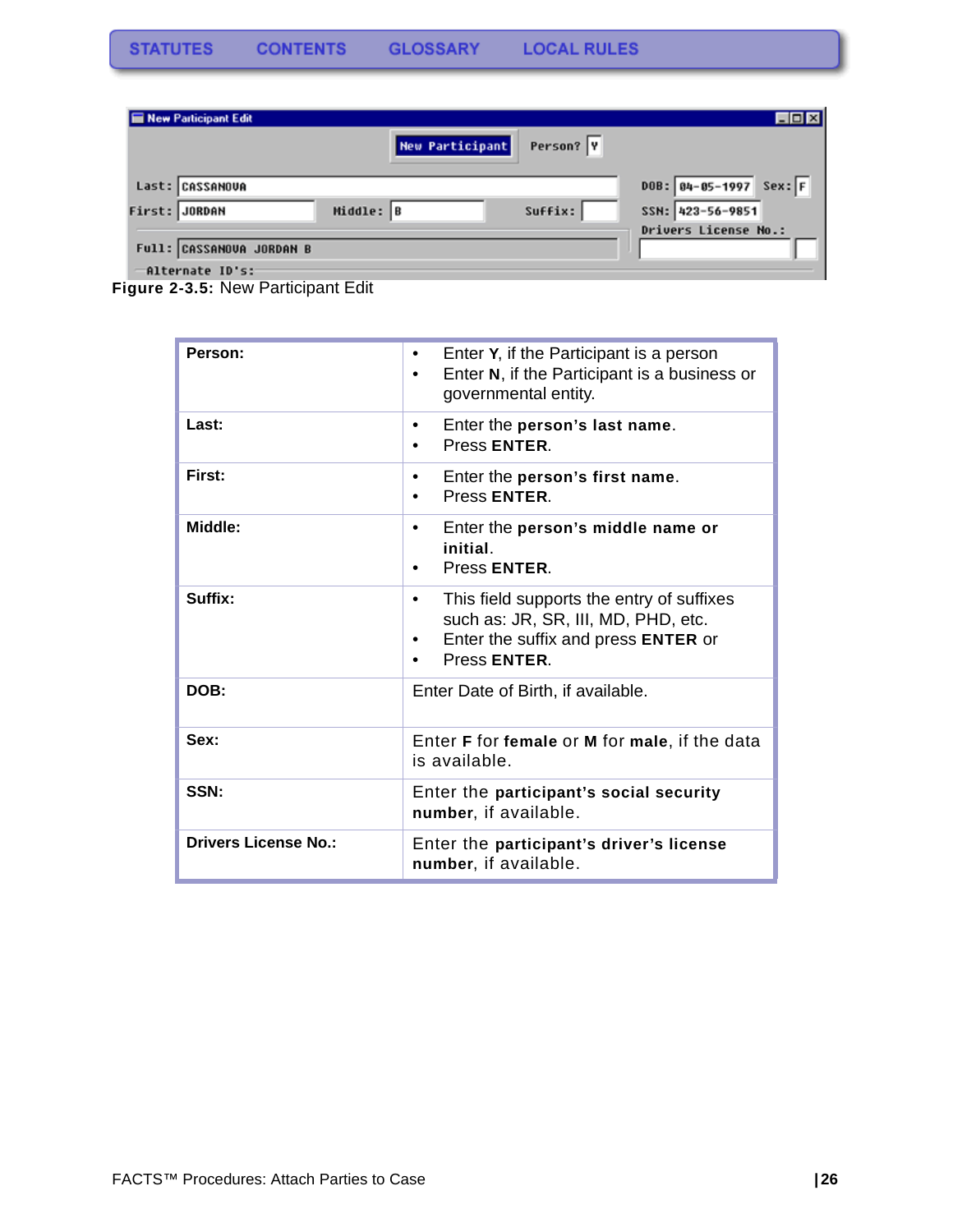STATUTES CONTENTS GLOSSARY LOCAL RULES

Figure 2-3.5: New Participant Edit

| Person: | • Enter **Y**, if the Participant is a person<br>• Enter **N**, if the Participant is a business or governmental entity. |
|---|---|
| Last: | • Enter the **person's last name**.<br>• Press **ENTER**. |
| First: | • Enter the **person's first name**.<br>• Press **ENTER**. |
| Middle: | • Enter the **person's middle name or initial**.<br>• Press **ENTER**. |
| Suffix: | • This field supports the entry of suffixes such as: JR, SR, III, MD, PHD, etc.<br>• Enter the suffix and press **ENTER** or<br>• Press **ENTER**. |
| DOB: | Enter Date of Birth, if available. |
| Sex: | Enter **F** for **female** or **M** for **male**, if the data is available. |
| SSN: | Enter the **participant's social security number**, if available. |
| Drivers License No.: | Enter the **participant's driver's license number**, if available. |

FACTS™ Procedures: Attach Parties to Case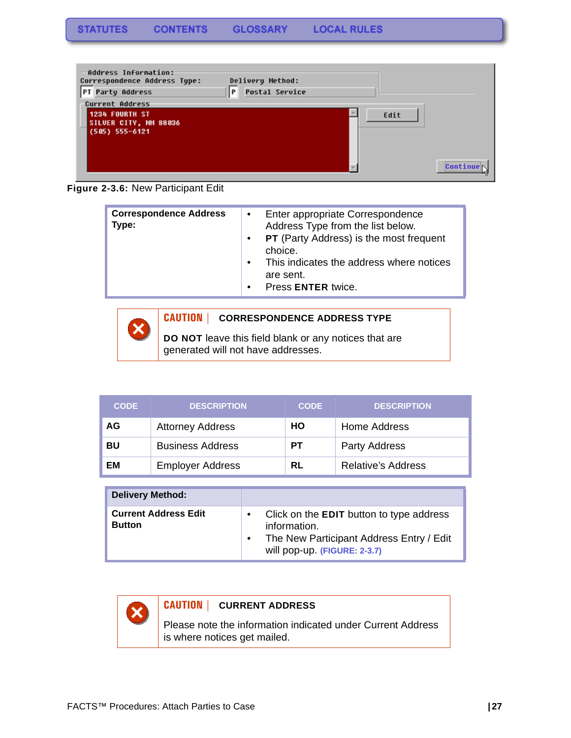STATUTES CONTENTS GLOSSARY LOCAL RULES

Figure 2-3.6: New Participant Edit

| Correspondence Address Type: | • Enter appropriate Correspondence Address Type from the list below.<br>• **PT** (Party Address) is the most frequent choice.<br>• This indicates the address where notices are sent.<br>• Press **ENTER** twice. |
|---|---|

**CAUTION | CORRESPONDENCE ADDRESS TYPE**

**DO NOT** leave this field blank or any notices that are generated will not have addresses.

| CODE | DESCRIPTION | CODE | DESCRIPTION |
|---|---|---|---|
| **AG** | Attorney Address | **HO** | Home Address |
| **BU** | Business Address | **PT** | Party Address |
| **EM** | Employer Address | **RL** | Relative's Address |

| Delivery Method: | |
|---|---|
| **Current Address Edit Button** | • Click on the **EDIT** button to type address information.<br>• The New Participant Address Entry / Edit will pop-up. (FIGURE: 2-3.7) |

**CAUTION | CURRENT ADDRESS**

Please note the information indicated under Current Address is where notices get mailed.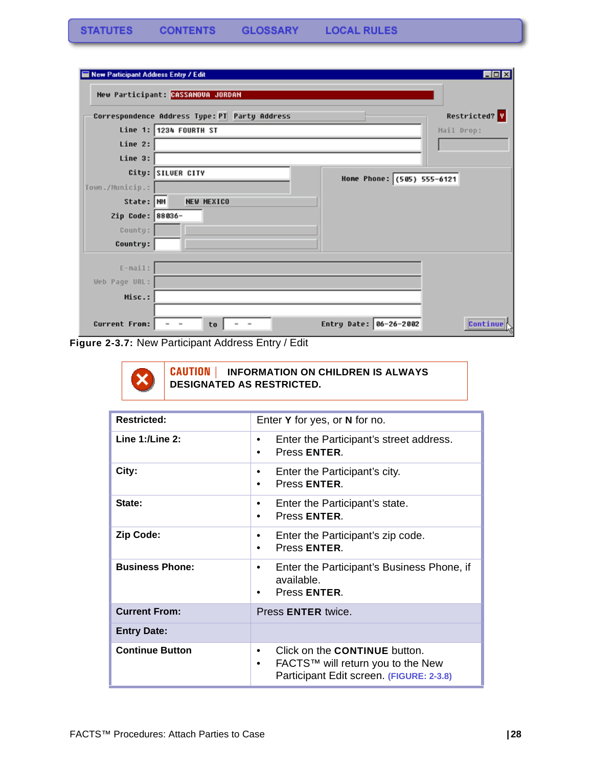**Figure 2-3.7:** New Participant Address Entry / Edit

**CAUTION** | **INFORMATION ON CHILDREN IS ALWAYS DESIGNATED AS RESTRICTED.**

| | |
|---|---|
| **Restricted:** | Enter **Y** for yes, or **N** for no. |
| **Line 1:/Line 2:** | • Enter the Participant's street address.<br>• Press **ENTER**. |
| **City:** | • Enter the Participant's city.<br>• Press **ENTER**. |
| **State:** | • Enter the Participant's state.<br>• Press **ENTER**. |
| **Zip Code:** | • Enter the Participant's zip code.<br>• Press **ENTER**. |
| **Business Phone:** | • Enter the Participant's Business Phone, if available.<br>• Press **ENTER**. |
| **Current From:** | Press **ENTER** twice. |
| **Entry Date:** | |
| **Continue Button** | • Click on the **CONTINUE** button.<br>• FACTS™ will return you to the New Participant Edit screen. (FIGURE: 2-3.8) |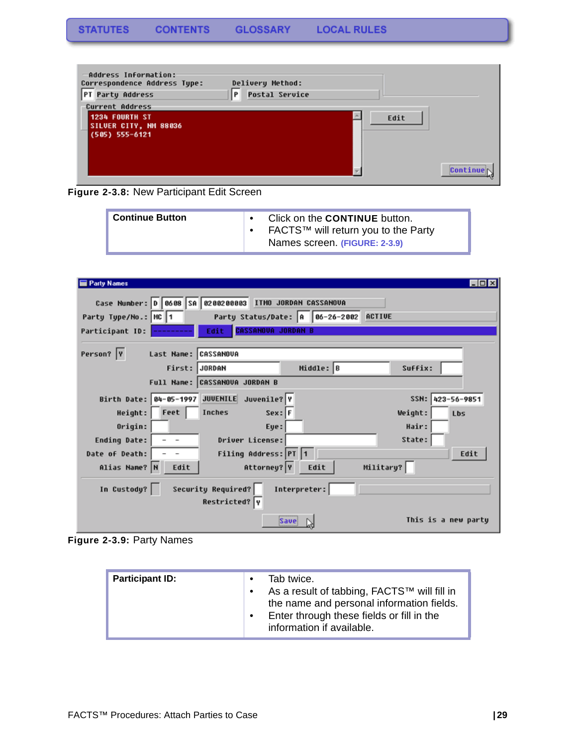Figure 2-3.8: New Participant Edit Screen

| Continue Button | • Click on the **CONTINUE** button.<br>• FACTS™ will return you to the Party Names screen. (FIGURE: 2-3.9) |
|---|---|

Figure 2-3.9: Party Names

| Participant ID: | • Tab twice.<br>• As a result of tabbing, FACTS™ will fill in the name and personal information fields.<br>• Enter through these fields or fill in the information if available. |
|---|---|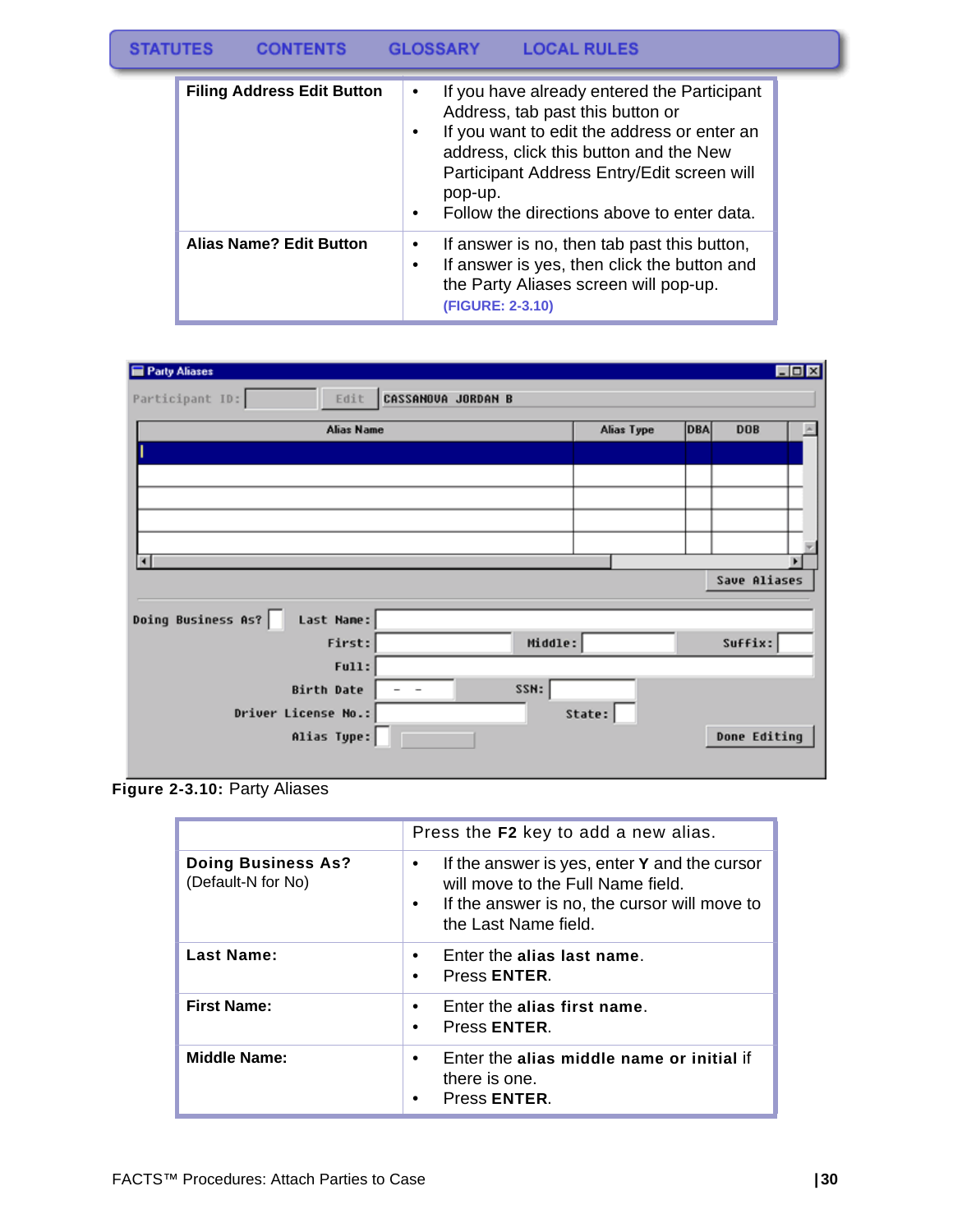| Filing Address Edit Button | • If you have already entered the Participant Address, tab past this button or<br>• If you want to edit the address or enter an address, click this button and the New Participant Address Entry/Edit screen will pop-up.<br>• Follow the directions above to enter data. |
|---|---|
| **Alias Name? Edit Button** | • If answer is no, then tab past this button,<br>• If answer is yes, then click the button and the Party Aliases screen will pop-up. **(FIGURE: 2-3.10)** |

**Figure 2-3.10:** Party Aliases

| | Press the **F2** key to add a new alias. |
|---|---|
| **Doing Business As?** (Default-N for No) | • If the answer is yes, enter **Y** and the cursor will move to the Full Name field.<br>• If the answer is no, the cursor will move to the Last Name field. |
| **Last Name:** | • Enter the **alias last name**.<br>• Press **ENTER**. |
| **First Name:** | • Enter the **alias first name**.<br>• Press **ENTER**. |
| **Middle Name:** | • Enter the **alias middle name or initial** if there is one.<br>• Press **ENTER**. |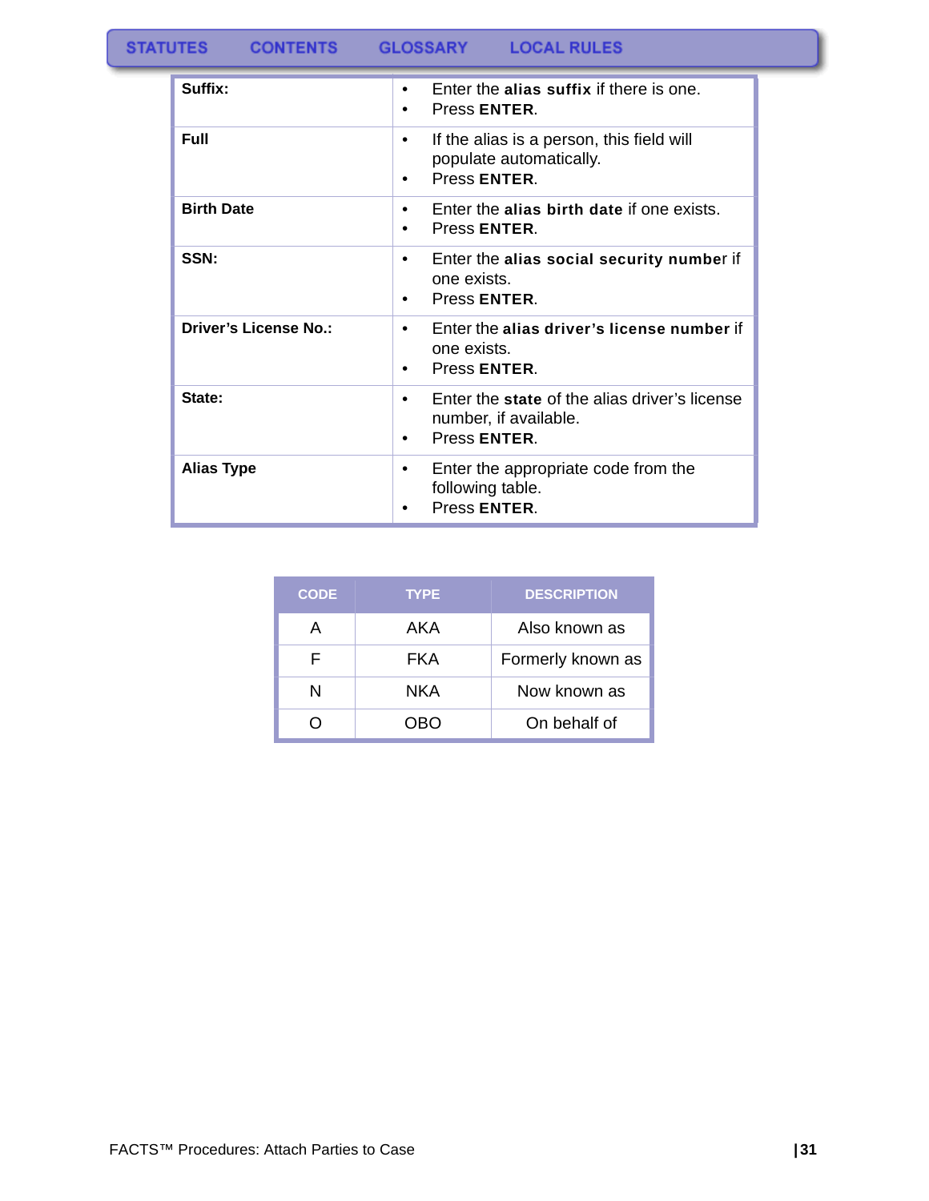| | |
|---|---|
| **Suffix:** | • Enter the **alias suffix** if there is one.<br>• Press **ENTER**. |
| **Full** | • If the alias is a person, this field will populate automatically.<br>• Press **ENTER**. |
| **Birth Date** | • Enter the **alias birth date** if one exists.<br>• Press **ENTER**. |
| **SSN:** | • Enter the **alias social security number** if one exists.<br>• Press **ENTER**. |
| **Driver's License No.:** | • Enter the **alias driver's license number** if one exists.<br>• Press **ENTER**. |
| **State:** | • Enter the **state** of the alias driver's license number, if available.<br>• Press **ENTER**. |
| **Alias Type** | • Enter the appropriate code from the following table.<br>• Press **ENTER**. |

| CODE | TYPE | DESCRIPTION |
|---|---|---|
| A | AKA | Also known as |
| F | FKA | Formerly known as |
| N | NKA | Now known as |
| O | OBO | On behalf of |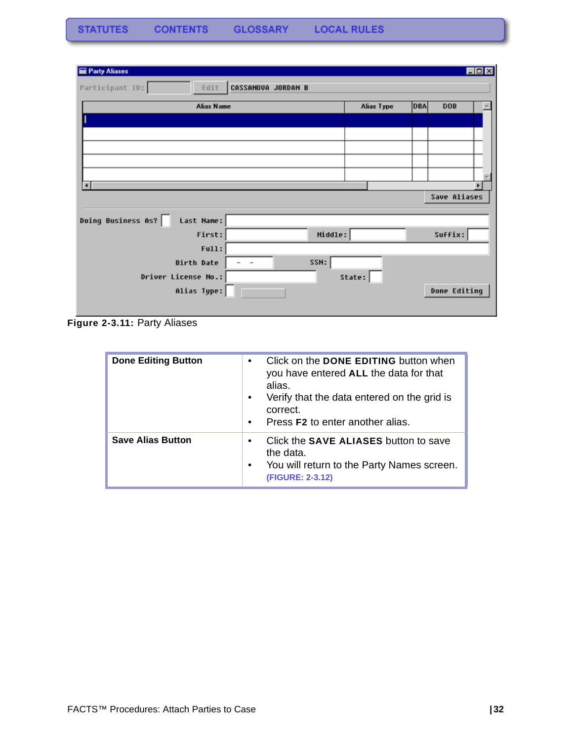**Figure 2-3.11:** Party Aliases

| | |
|---|---|
| **Done Editing Button** | • Click on the **DONE EDITING** button when you have entered **ALL** the data for that alias.<br>• Verify that the data entered on the grid is correct.<br>• Press **F2** to enter another alias. |
| **Save Alias Button** | • Click the **SAVE ALIASES** button to save the data.<br>• You will return to the Party Names screen. **(FIGURE: 2-3.12)** |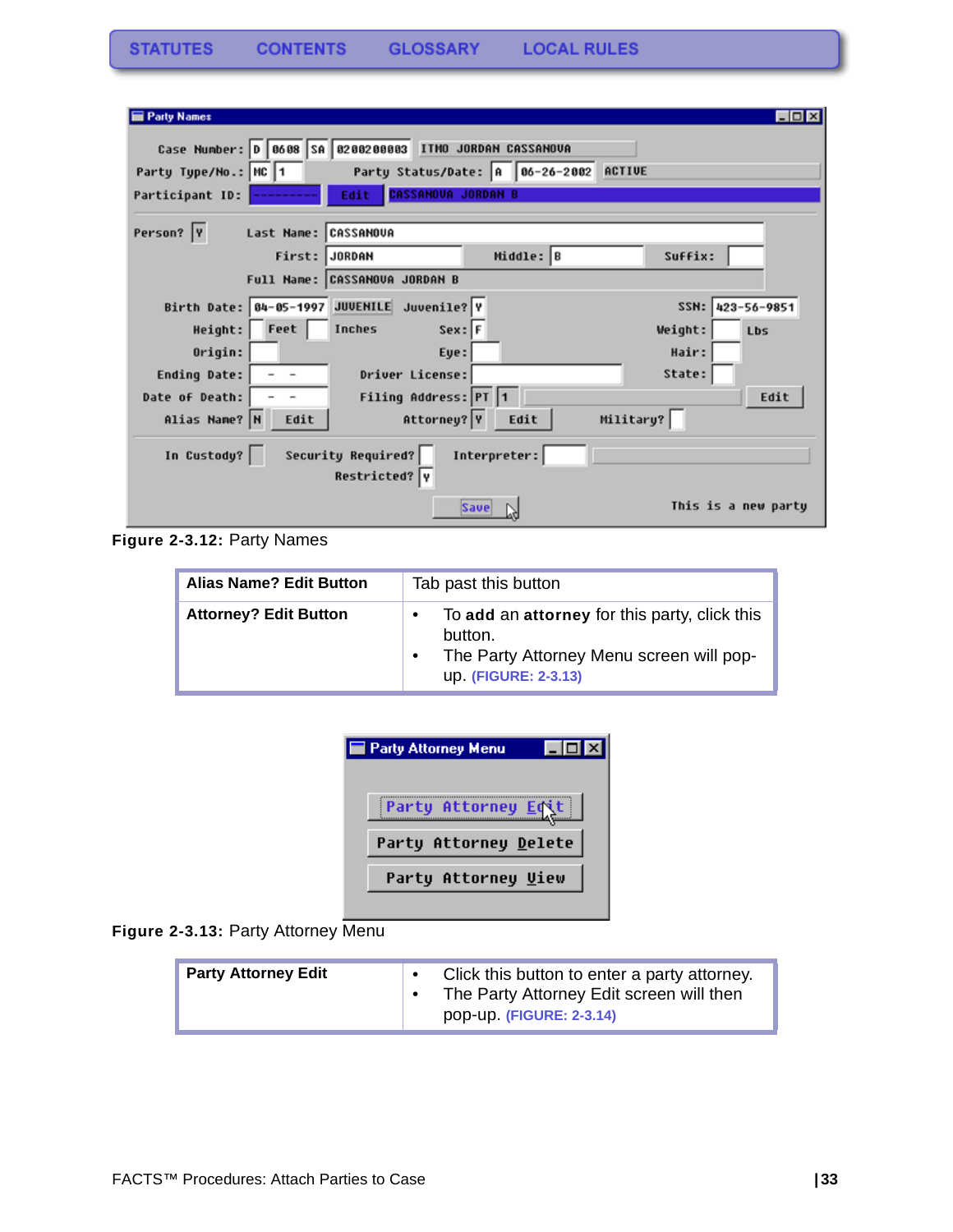Figure 2-3.12: Party Names

| Alias Name? Edit Button | Tab past this button |
| --- | --- |
| Attorney? Edit Button | • To **add** an **attorney** for this party, click this button.<br>• The Party Attorney Menu screen will pop-up. (FIGURE: 2-3.13) |

Figure 2-3.13: Party Attorney Menu

| Party Attorney Edit | • Click this button to enter a party attorney.<br>• The Party Attorney Edit screen will then pop-up. (FIGURE: 2-3.14) |
| --- | --- |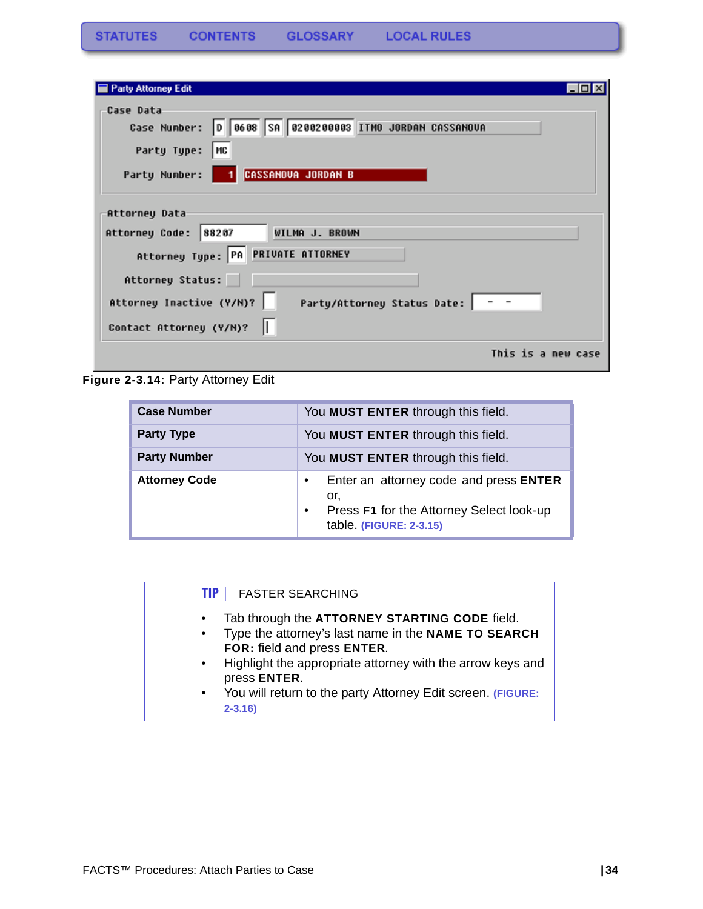**Figure 2-3.14:** Party Attorney Edit

| | |
|---|---|
| **Case Number** | You **MUST ENTER** through this field. |
| **Party Type** | You **MUST ENTER** through this field. |
| **Party Number** | You **MUST ENTER** through this field. |
| **Attorney Code** | • Enter an attorney code and press **ENTER** or, • Press **F1** for the Attorney Select look-up table. (FIGURE: 2-3.15) |

**TIP** | FASTER SEARCHING

- Tab through the **ATTORNEY STARTING CODE** field.
- Type the attorney's last name in the **NAME TO SEARCH FOR:** field and press **ENTER**.
- Highlight the appropriate attorney with the arrow keys and press **ENTER**.
- You will return to the party Attorney Edit screen. (FIGURE: 2-3.16)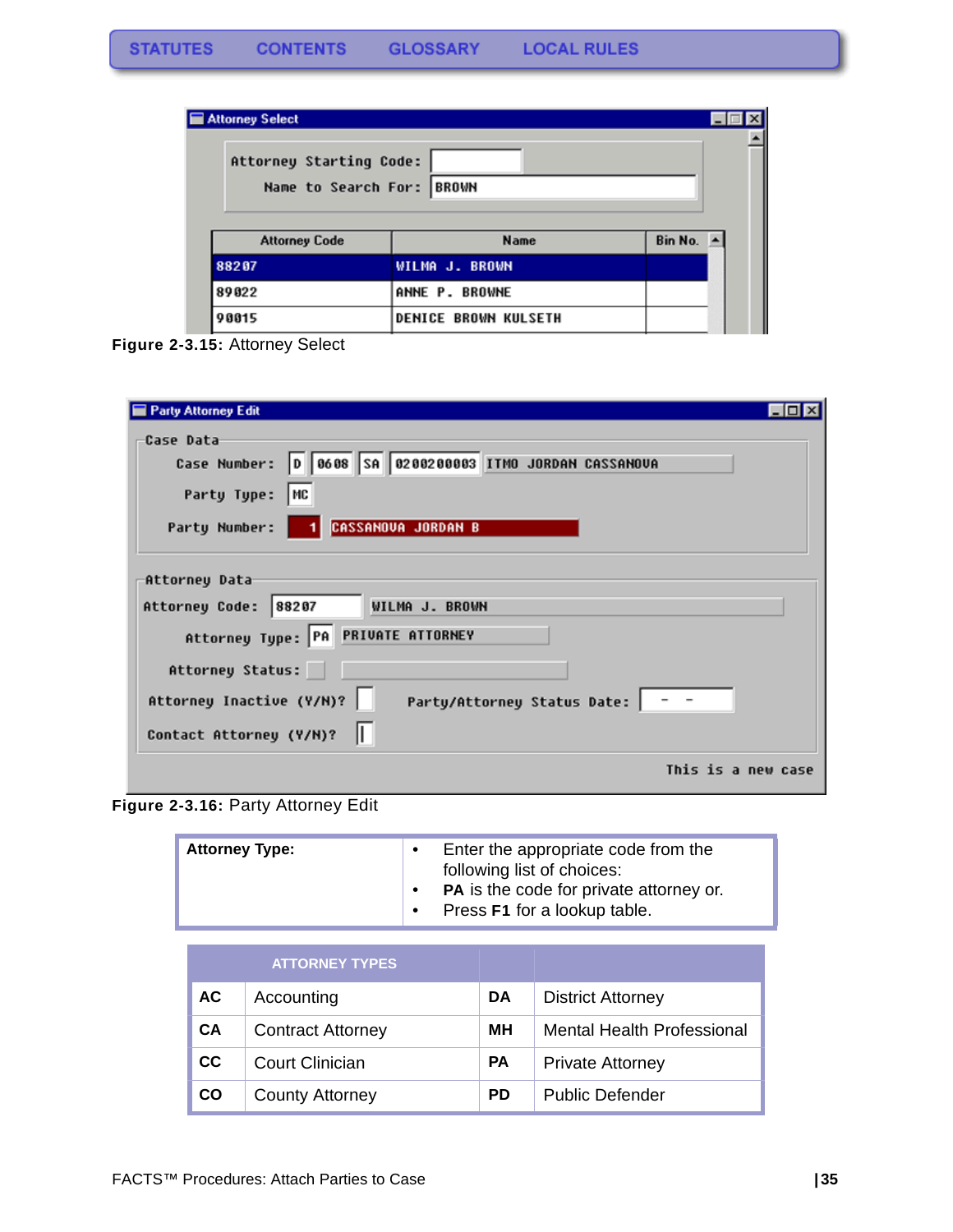Figure 2-3.15: Attorney Select

Figure 2-3.16: Party Attorney Edit

| Attorney Type: | • Enter the appropriate code from the following list of choices:<br>• **PA** is the code for private attorney or.<br>• Press **F1** for a lookup table. |
|---|---|

| ATTORNEY TYPES | | | |
|---|---|---|---|
| **AC** | Accounting | **DA** | District Attorney |
| **CA** | Contract Attorney | **MH** | Mental Health Professional |
| **CC** | Court Clinician | **PA** | Private Attorney |
| **CO** | County Attorney | **PD** | Public Defender |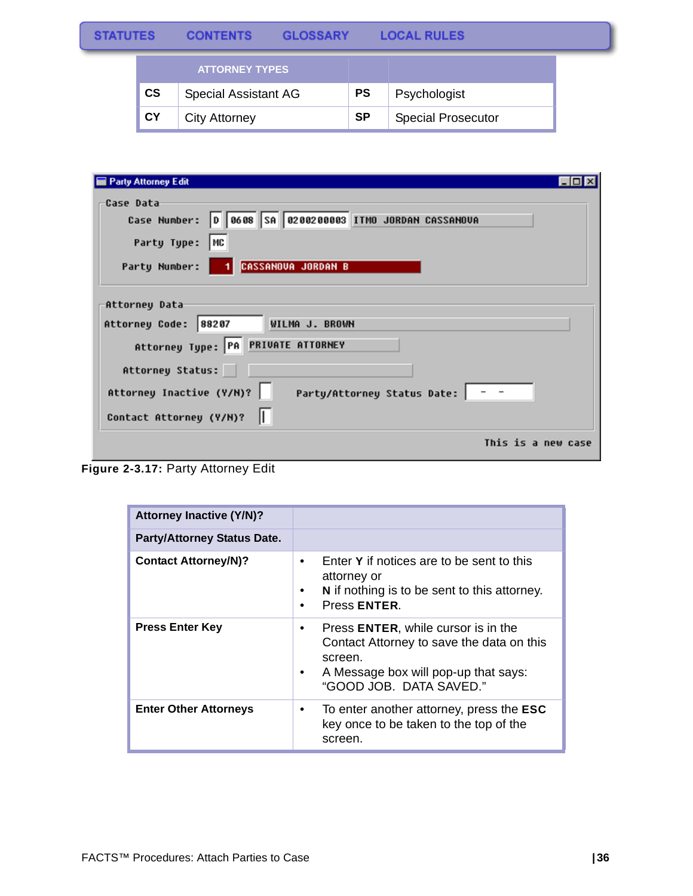STATUTES CONTENTS GLOSSARY LOCAL RULES

| ATTORNEY TYPES | | | |
|---|---|---|---|
| CS | Special Assistant AG | PS | Psychologist |
| CY | City Attorney | SP | Special Prosecutor |

**Figure 2-3.17:** Party Attorney Edit

| Attorney Inactive (Y/N)? | |
|---|---|
| **Party/Attorney Status Date.** | |
| **Contact Attorney/N)?** | • Enter **Y** if notices are to be sent to this attorney or<br>• **N** if nothing is to be sent to this attorney.<br>• Press **ENTER**. |
| **Press Enter Key** | • Press **ENTER**, while cursor is in the Contact Attorney to save the data on this screen.<br>• A Message box will pop-up that says: "GOOD JOB. DATA SAVED." |
| **Enter Other Attorneys** | • To enter another attorney, press the **ESC** key once to be taken to the top of the screen. |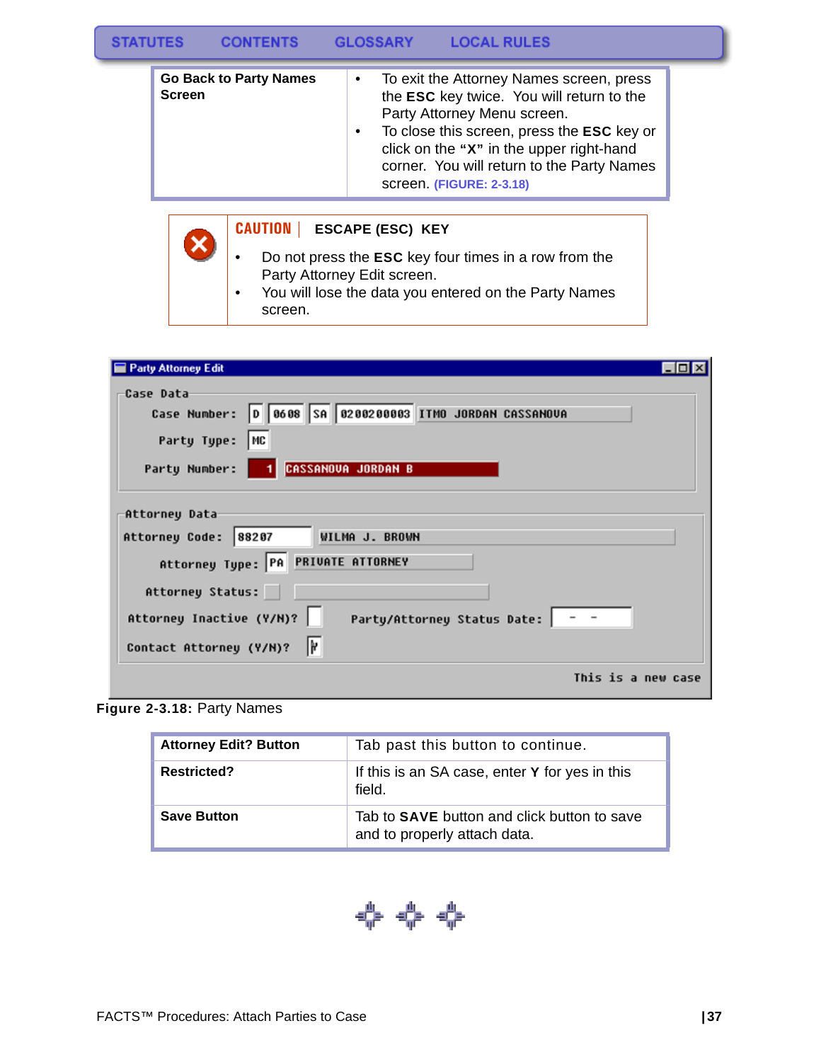STATUTES CONTENTS GLOSSARY LOCAL RULES

| **Go Back to Party Names Screen** | • To exit the Attorney Names screen, press the **ESC** key twice. You will return to the Party Attorney Menu screen. • To close this screen, press the **ESC** key or click on the **"X"** in the upper right-hand corner. You will return to the Party Names screen. (FIGURE: 2-3.18) |
|---|---|

**CAUTION** | **ESCAPE (ESC) KEY**

- Do not press the **ESC** key four times in a row from the Party Attorney Edit screen.
- You will lose the data you entered on the Party Names screen.

**Figure 2-3.18:** Party Names

| **Attorney Edit? Button** | Tab past this button to continue. |
|---|---|
| **Restricted?** | If this is an SA case, enter **Y** for yes in this field. |
| **Save Button** | Tab to **SAVE** button and click button to save and to properly attach data. |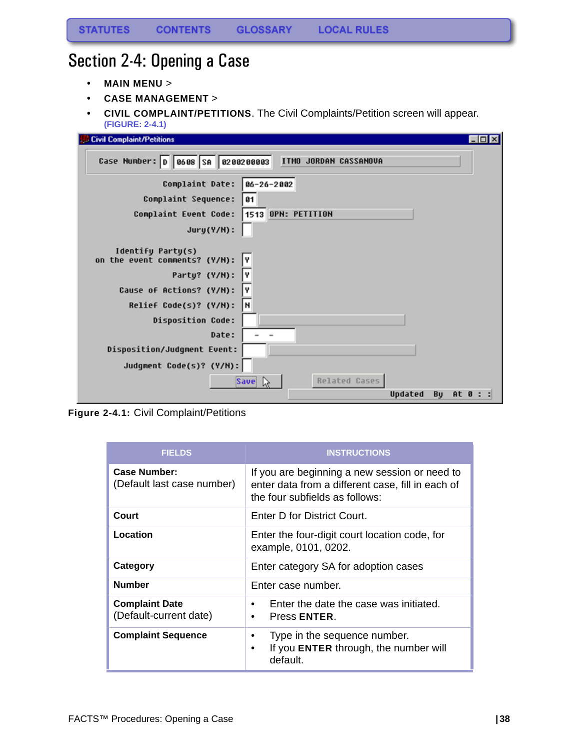# Section 2-4: Opening a Case

- **MAIN MENU** >
- **CASE MANAGEMENT** >
- **CIVIL COMPLAINT/PETITIONS**. The Civil Complaints/Petition screen will appear. (FIGURE: 2-4.1)

**Figure 2-4.1:** Civil Complaint/Petitions

| FIELDS | INSTRUCTIONS |
|---|---|
| **Case Number:** (Default last case number) | If you are beginning a new session or need to enter data from a different case, fill in each of the four subfields as follows: |
| **Court** | Enter D for District Court. |
| **Location** | Enter the four-digit court location code, for example, 0101, 0202. |
| **Category** | Enter category SA for adoption cases |
| **Number** | Enter case number. |
| **Complaint Date** (Default-current date) | • Enter the date the case was initiated. • Press **ENTER**. |
| **Complaint Sequence** | • Type in the sequence number. • If you **ENTER** through, the number will default. |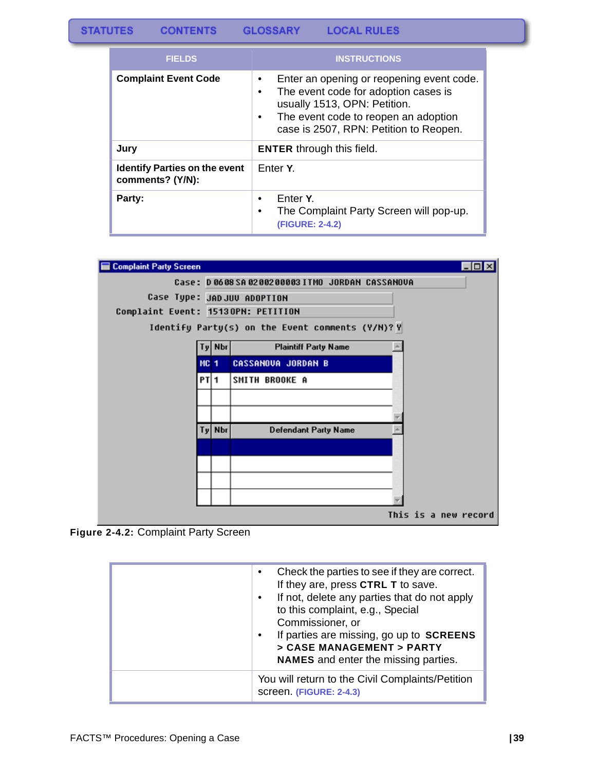| FIELDS | INSTRUCTIONS |
|---|---|
| **Complaint Event Code** | • Enter an opening or reopening event code.<br>• The event code for adoption cases is usually 1513, OPN: Petition.<br>• The event code to reopen an adoption case is 2507, RPN: Petition to Reopen. |
| **Jury** | **ENTER** through this field. |
| **Identify Parties on the event comments? (Y/N):** | Enter **Y**. |
| **Party:** | • Enter **Y**.<br>• The Complaint Party Screen will pop-up. (FIGURE: 2-4.2) |

**Figure 2-4.2:** Complaint Party Screen

| | |
|---|---|
| | • Check the parties to see if they are correct. If they are, press **CTRL T** to save.<br>• If not, delete any parties that do not apply to this complaint, e.g., Special Commissioner, or<br>• If parties are missing, go up to **SCREENS > CASE MANAGEMENT > PARTY NAMES** and enter the missing parties. |
| | You will return to the Civil Complaints/Petition screen. (FIGURE: 2-4.3) |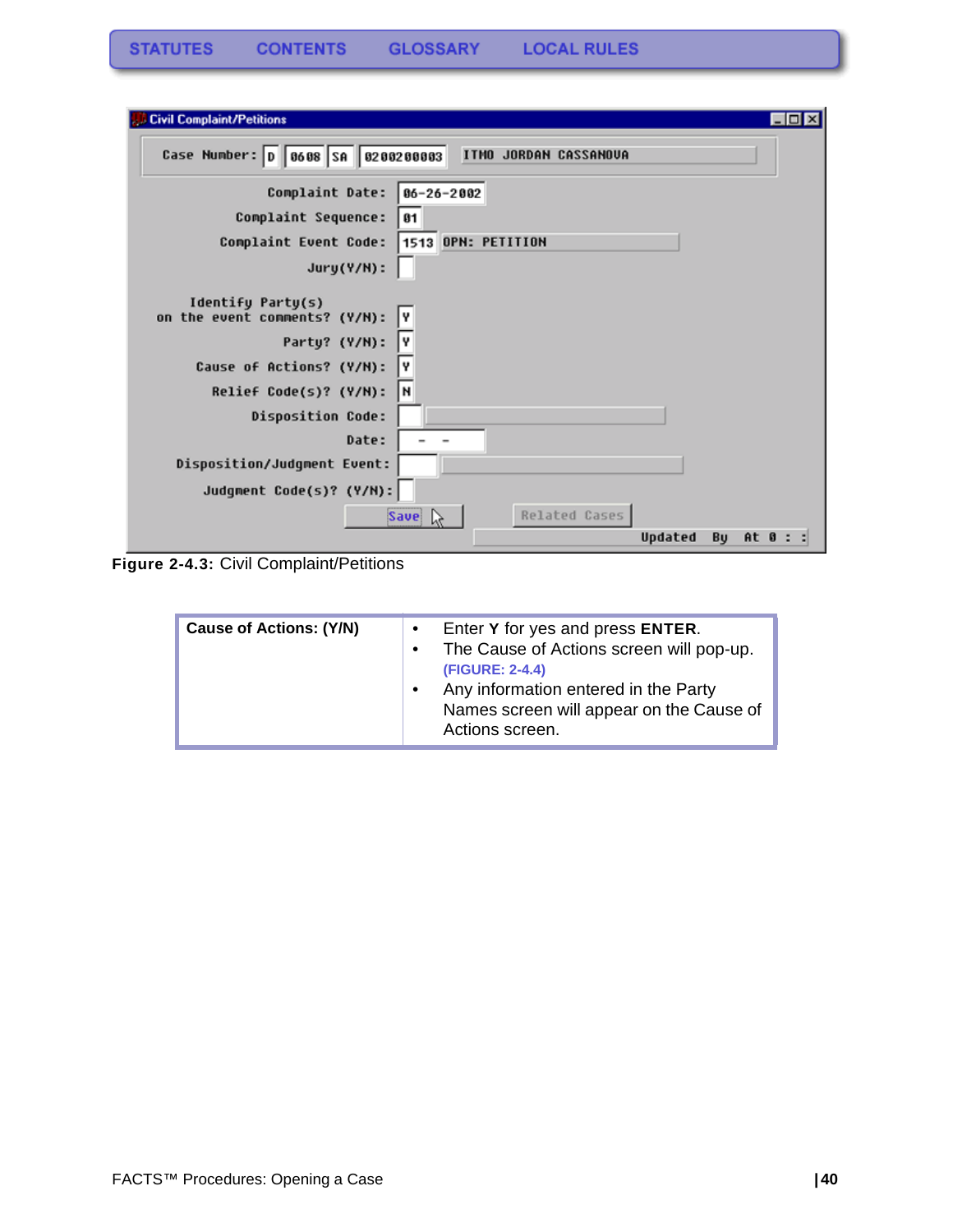STATUTES CONTENTS GLOSSARY LOCAL RULES

**Figure 2-4.3:** Civil Complaint/Petitions

| **Cause of Actions: (Y/N)** | • Enter **Y** for yes and press **ENTER**.<br>• The Cause of Actions screen will pop-up. (FIGURE: 2-4.4)<br>• Any information entered in the Party Names screen will appear on the Cause of Actions screen. |
|---|---|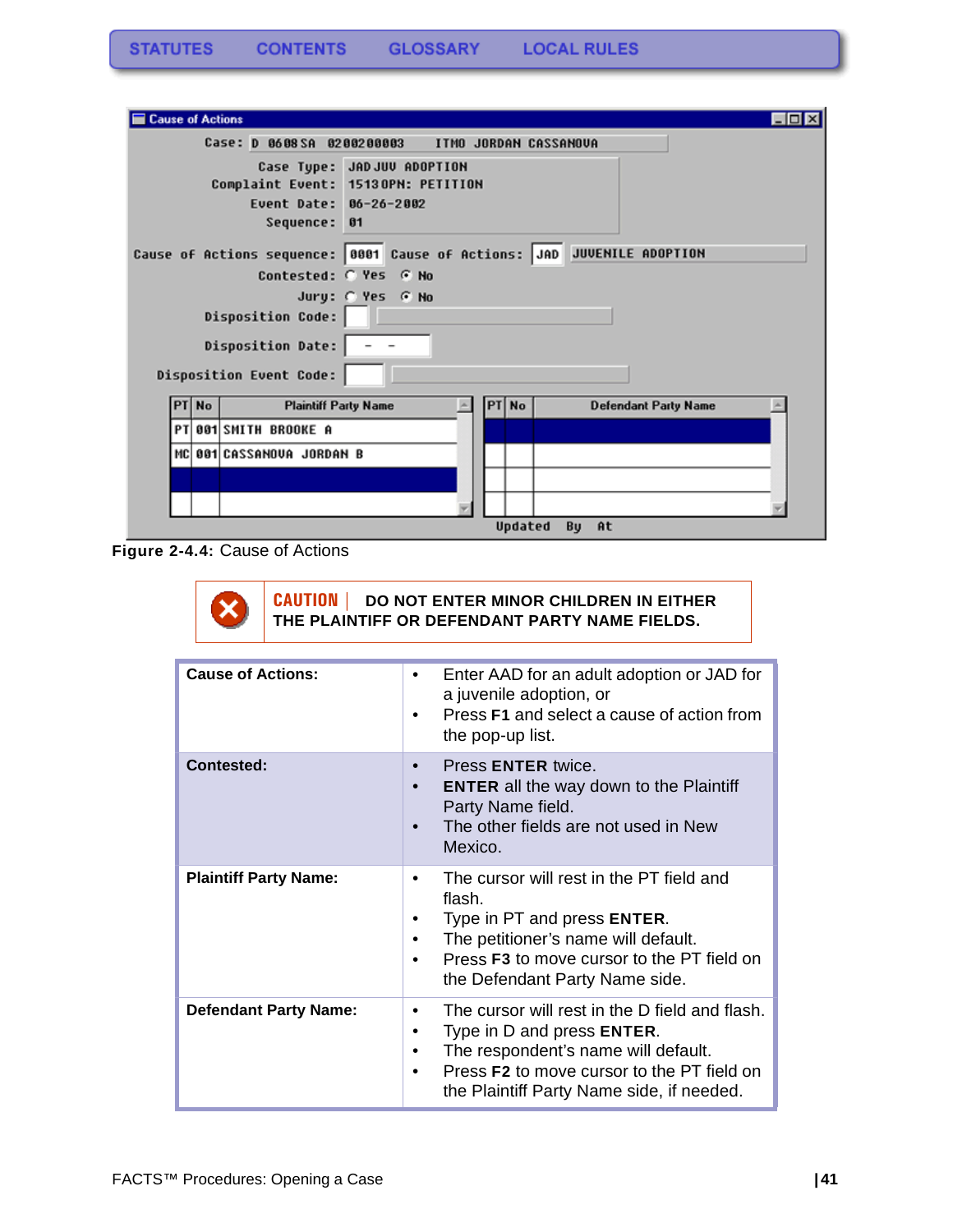Figure 2-4.4: Cause of Actions

**CAUTION** | **DO NOT ENTER MINOR CHILDREN IN EITHER THE PLAINTIFF OR DEFENDANT PARTY NAME FIELDS.**

| | |
|---|---|
| **Cause of Actions:** | • Enter AAD for an adult adoption or JAD for a juvenile adoption, or<br>• Press **F1** and select a cause of action from the pop-up list. |
| **Contested:** | • Press **ENTER** twice.<br>• **ENTER** all the way down to the Plaintiff Party Name field.<br>• The other fields are not used in New Mexico. |
| **Plaintiff Party Name:** | • The cursor will rest in the PT field and flash.<br>• Type in PT and press **ENTER**.<br>• The petitioner's name will default.<br>• Press **F3** to move cursor to the PT field on the Defendant Party Name side. |
| **Defendant Party Name:** | • The cursor will rest in the D field and flash.<br>• Type in D and press **ENTER**.<br>• The respondent's name will default.<br>• Press **F2** to move cursor to the PT field on the Plaintiff Party Name side, if needed. |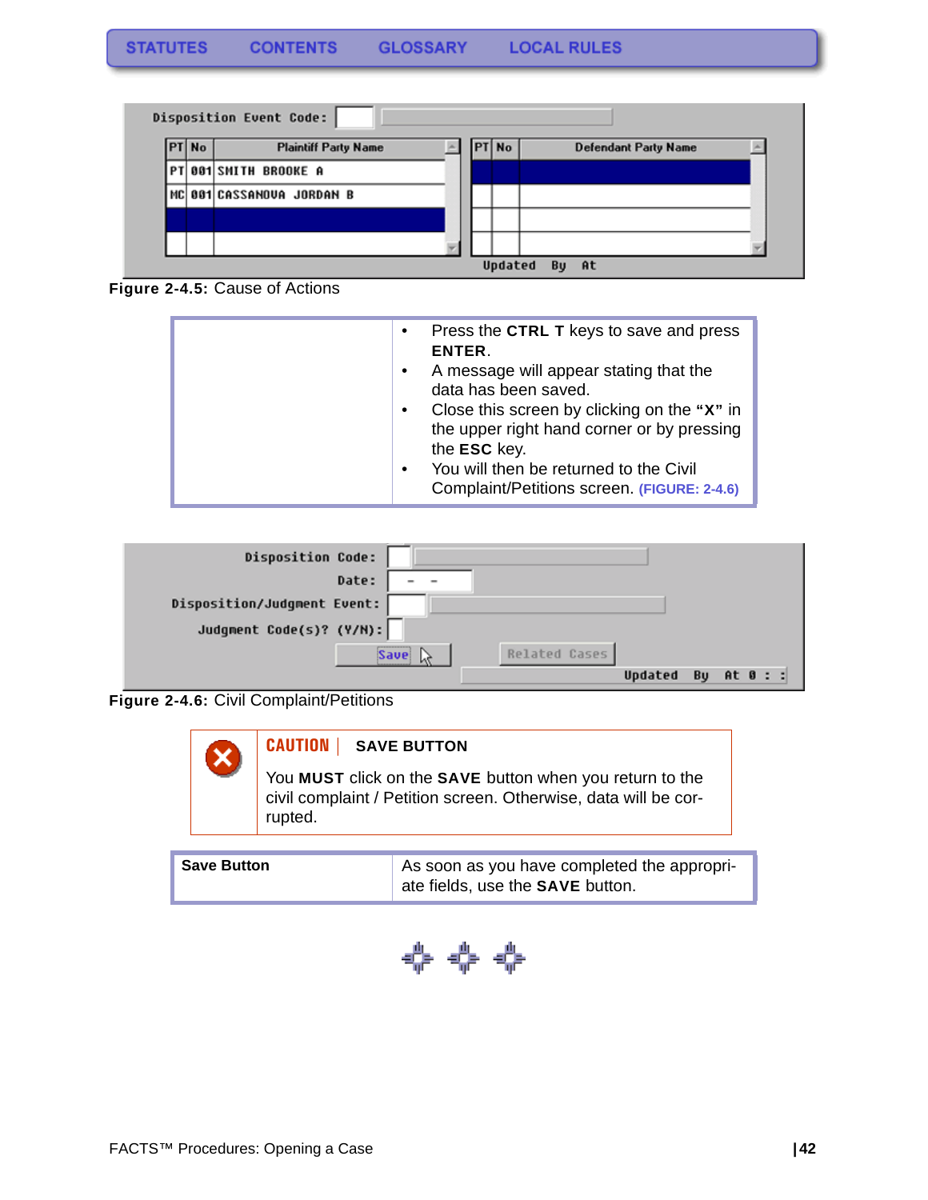**Figure 2-4.5:** Cause of Actions

| | |
|---|---|
| | • Press the **CTRL T** keys to save and press **ENTER**.<br>• A message will appear stating that the data has been saved.<br>• Close this screen by clicking on the **"X"** in the upper right hand corner or by pressing the **ESC** key.<br>• You will then be returned to the Civil Complaint/Petitions screen. (FIGURE: 2-4.6) |

**Figure 2-4.6:** Civil Complaint/Petitions

**CAUTION** | **SAVE BUTTON**

You **MUST** click on the **SAVE** button when you return to the civil complaint / Petition screen. Otherwise, data will be corrupted.

| | |
|---|---|
| **Save Button** | As soon as you have completed the appropriate fields, use the **SAVE** button. |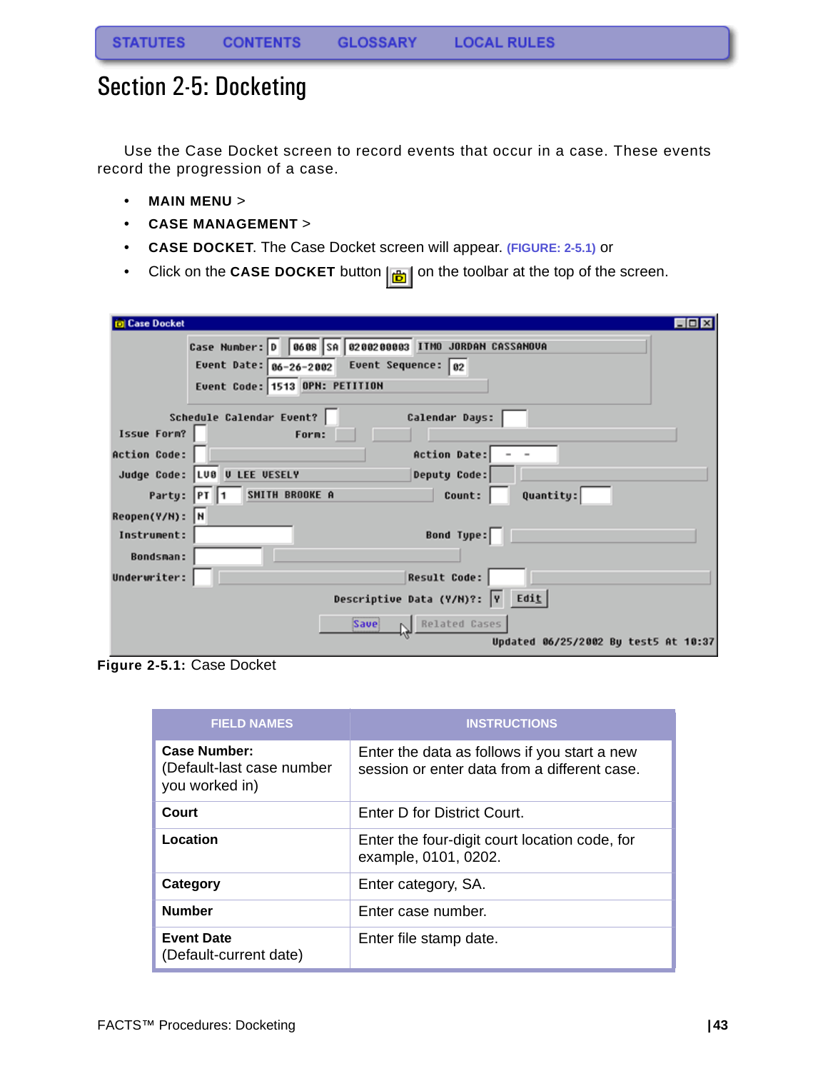STATUTES CONTENTS GLOSSARY LOCAL RULES

# Section 2-5: Docketing

Use the Case Docket screen to record events that occur in a case. These events record the progression of a case.

- **MAIN MENU** >
- **CASE MANAGEMENT** >
- **CASE DOCKET**. The Case Docket screen will appear. (FIGURE: 2-5.1) or
- Click on the **CASE DOCKET** button on the toolbar at the top of the screen.

**Figure 2-5.1:** Case Docket

| FIELD NAMES | INSTRUCTIONS |
|---|---|
| **Case Number:** (Default-last case number you worked in) | Enter the data as follows if you start a new session or enter data from a different case. |
| **Court** | Enter D for District Court. |
| **Location** | Enter the four-digit court location code, for example, 0101, 0202. |
| **Category** | Enter category, SA. |
| **Number** | Enter case number. |
| **Event Date** (Default-current date) | Enter file stamp date. |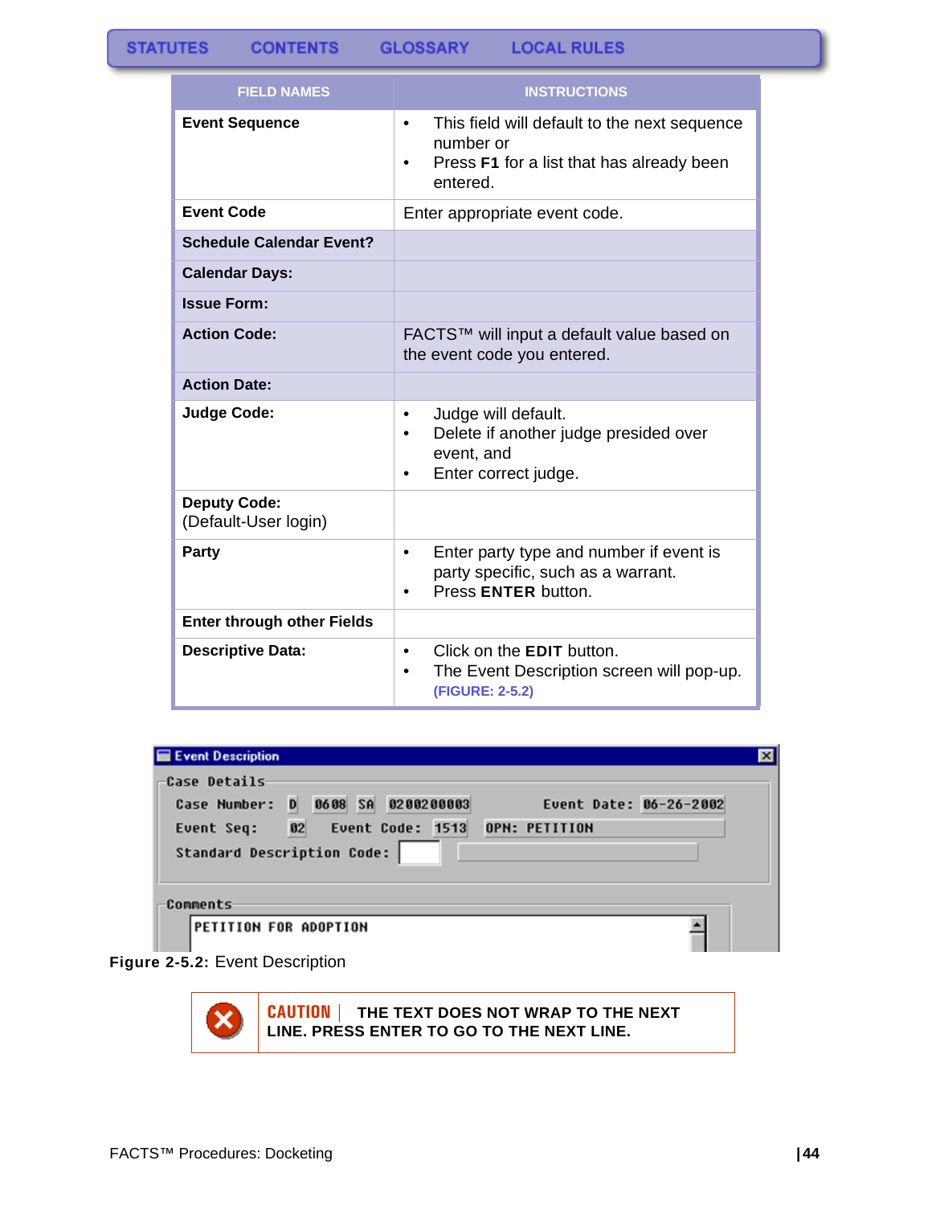STATUTES CONTENTS GLOSSARY LOCAL RULES

| FIELD NAMES | INSTRUCTIONS |
| --- | --- |
| **Event Sequence** | • This field will default to the next sequence number or<br>• Press **F1** for a list that has already been entered. |
| **Event Code** | Enter appropriate event code. |
| **Schedule Calendar Event?** | |
| **Calendar Days:** | |
| **Issue Form:** | |
| **Action Code:** | FACTS™ will input a default value based on the event code you entered. |
| **Action Date:** | |
| **Judge Code:** | • Judge will default.<br>• Delete if another judge presided over event, and<br>• Enter correct judge. |
| **Deputy Code:** (Default-User login) | |
| **Party** | • Enter party type and number if event is party specific, such as a warrant.<br>• Press **ENTER** button. |
| **Enter through other Fields** | |
| **Descriptive Data:** | • Click on the **EDIT** button.<br>• The Event Description screen will pop-up. **(FIGURE: 2-5.2)** |

Event Description

Case Details

Case Number: D 0608 SA 0200200003 Event Date: 06-26-2002

Event Seq: 02 Event Code: 1513 OPN: PETITION

Standard Description Code:

Comments

PETITION FOR ADOPTION

**Figure 2-5.2:** Event Description

**CAUTION** | **THE TEXT DOES NOT WRAP TO THE NEXT LINE. PRESS ENTER TO GO TO THE NEXT LINE.**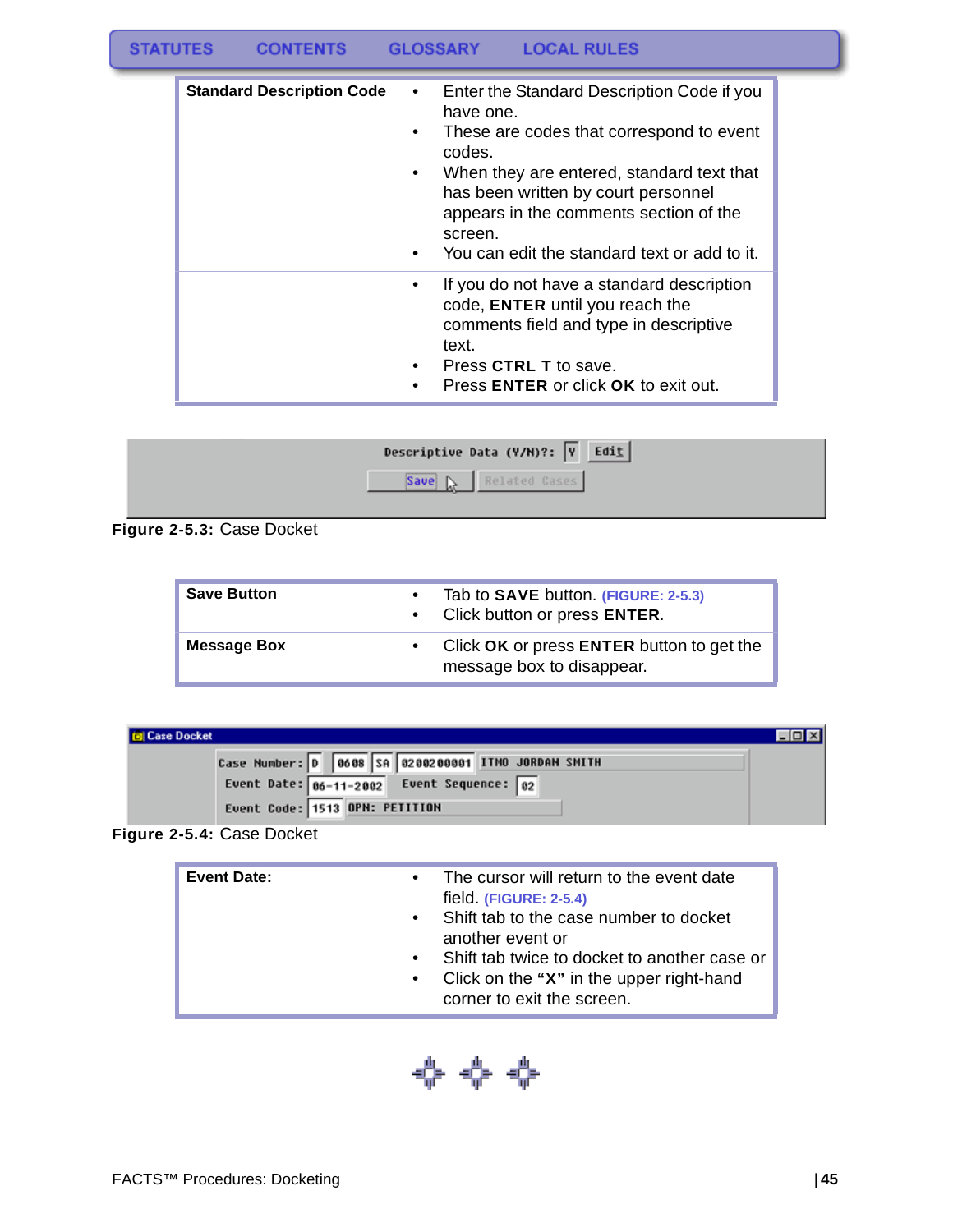| | |
|---|---|
| **Standard Description Code** | • Enter the Standard Description Code if you have one.<br>• These are codes that correspond to event codes.<br>• When they are entered, standard text that has been written by court personnel appears in the comments section of the screen.<br>• You can edit the standard text or add to it. |
| | • If you do not have a standard description code, **ENTER** until you reach the comments field and type in descriptive text.<br>• Press **CTRL T** to save.<br>• Press **ENTER** or click **OK** to exit out. |

Figure 2-5.3: Case Docket

| | |
|---|---|
| **Save Button** | • Tab to **SAVE** button. (FIGURE: 2-5.3)<br>• Click button or press **ENTER**. |
| **Message Box** | • Click **OK** or press **ENTER** button to get the message box to disappear. |

Figure 2-5.4: Case Docket

| | |
|---|---|
| **Event Date:** | • The cursor will return to the event date field. (FIGURE: 2-5.4)<br>• Shift tab to the case number to docket another event or<br>• Shift tab twice to docket to another case or<br>• Click on the **"X"** in the upper right-hand corner to exit the screen. |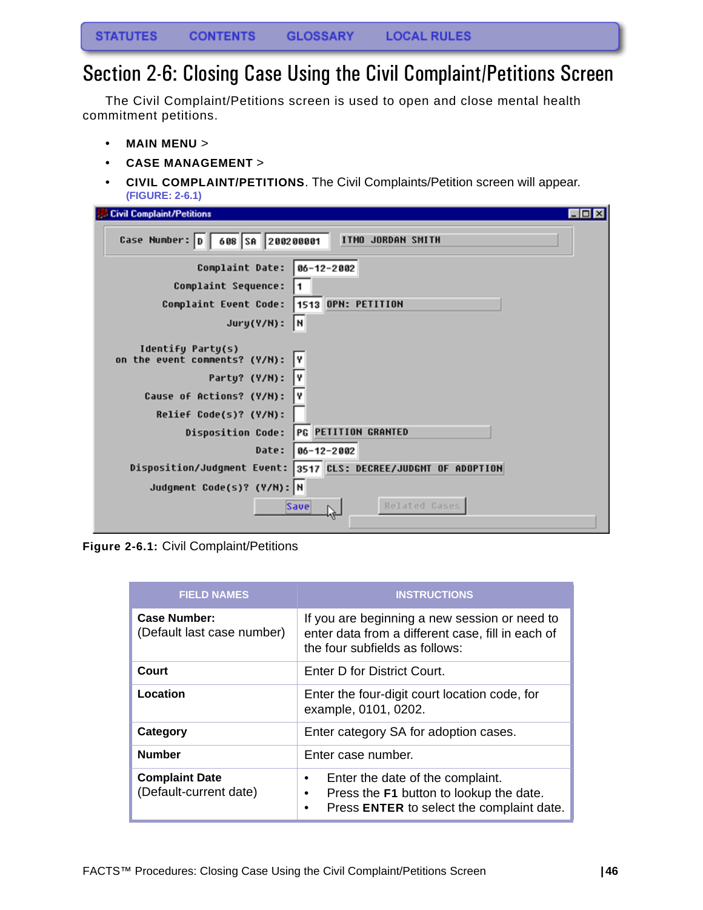STATUTES CONTENTS GLOSSARY LOCAL RULES

# Section 2-6: Closing Case Using the Civil Complaint/Petitions Screen

The Civil Complaint/Petitions screen is used to open and close mental health commitment petitions.

- **MAIN MENU** >
- **CASE MANAGEMENT** >
- **CIVIL COMPLAINT/PETITIONS**. The Civil Complaints/Petition screen will appear. (FIGURE: 2-6.1)

**Figure 2-6.1:** Civil Complaint/Petitions

| FIELD NAMES | INSTRUCTIONS |
|---|---|
| **Case Number:** (Default last case number) | If you are beginning a new session or need to enter data from a different case, fill in each of the four subfields as follows: |
| **Court** | Enter D for District Court. |
| **Location** | Enter the four-digit court location code, for example, 0101, 0202. |
| **Category** | Enter category SA for adoption cases. |
| **Number** | Enter case number. |
| **Complaint Date** (Default-current date) | • Enter the date of the complaint.<br>• Press the **F1** button to lookup the date.<br>• Press **ENTER** to select the complaint date. |

FACTS™ Procedures: Closing Case Using the Civil Complaint/Petitions Screen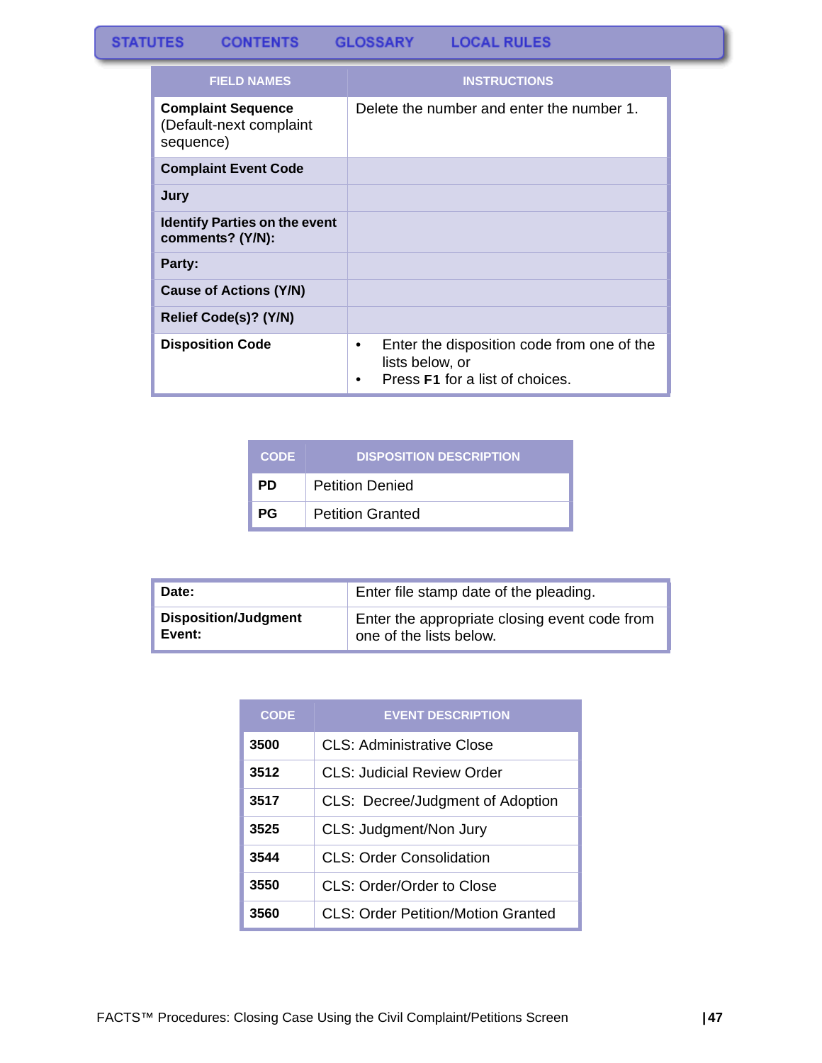| FIELD NAMES | INSTRUCTIONS |
|---|---|
| **Complaint Sequence** (Default-next complaint sequence) | Delete the number and enter the number 1. |
| **Complaint Event Code** | |
| **Jury** | |
| **Identify Parties on the event comments? (Y/N):** | |
| **Party:** | |
| **Cause of Actions (Y/N)** | |
| **Relief Code(s)? (Y/N)** | |
| **Disposition Code** | • Enter the disposition code from one of the lists below, or<br>• Press **F1** for a list of choices. |

| CODE | DISPOSITION DESCRIPTION |
|---|---|
| **PD** | Petition Denied |
| **PG** | Petition Granted |

| | |
|---|---|
| **Date:** | Enter file stamp date of the pleading. |
| **Disposition/Judgment Event:** | Enter the appropriate closing event code from one of the lists below. |

| CODE | EVENT DESCRIPTION |
|---|---|
| **3500** | CLS: Administrative Close |
| **3512** | CLS: Judicial Review Order |
| **3517** | CLS: Decree/Judgment of Adoption |
| **3525** | CLS: Judgment/Non Jury |
| **3544** | CLS: Order Consolidation |
| **3550** | CLS: Order/Order to Close |
| **3560** | CLS: Order Petition/Motion Granted |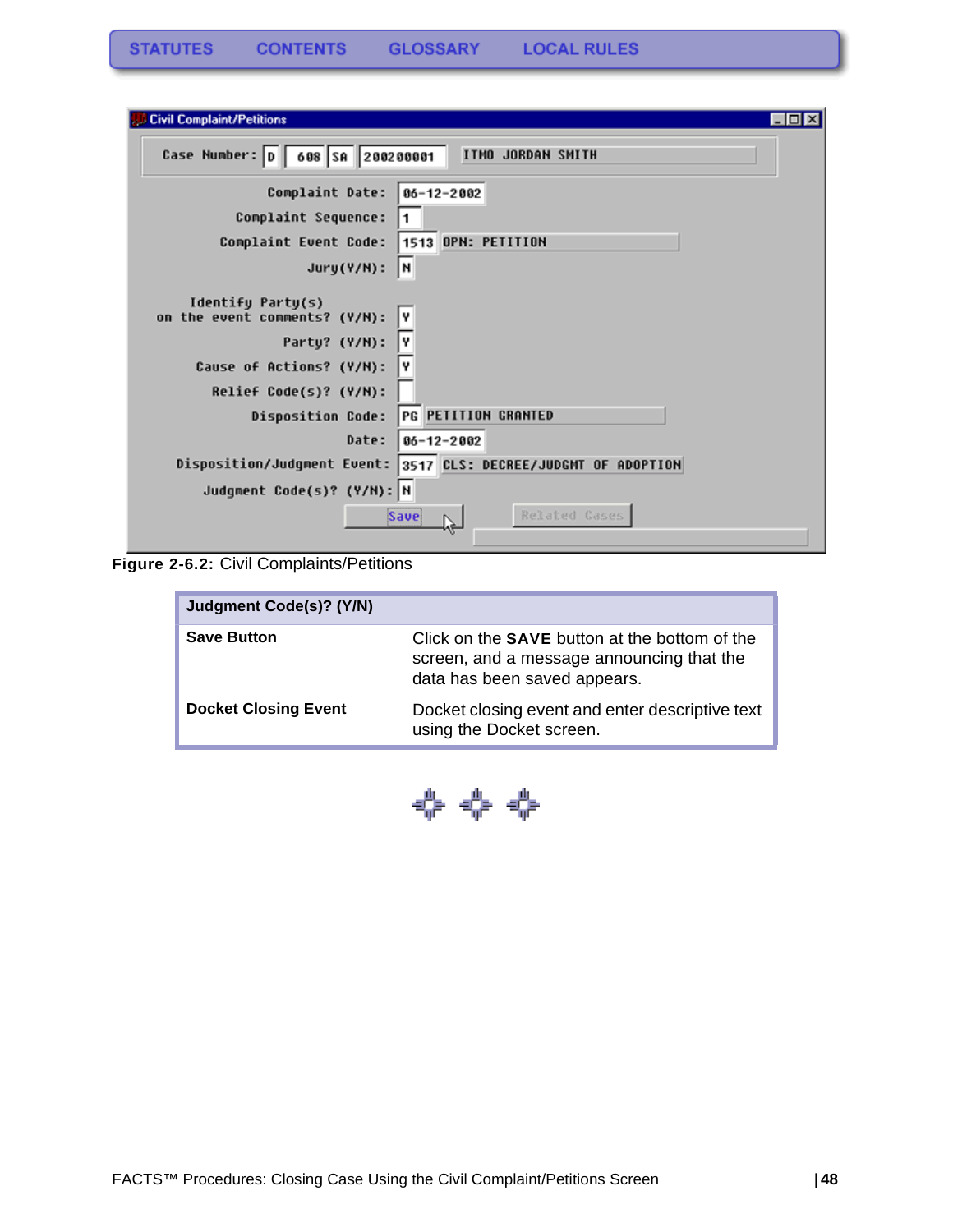**Figure 2-6.2:** Civil Complaints/Petitions

| Judgment Code(s)? (Y/N) | |
|---|---|
| **Save Button** | Click on the **SAVE** button at the bottom of the screen, and a message announcing that the data has been saved appears. |
| **Docket Closing Event** | Docket closing event and enter descriptive text using the Docket screen. |